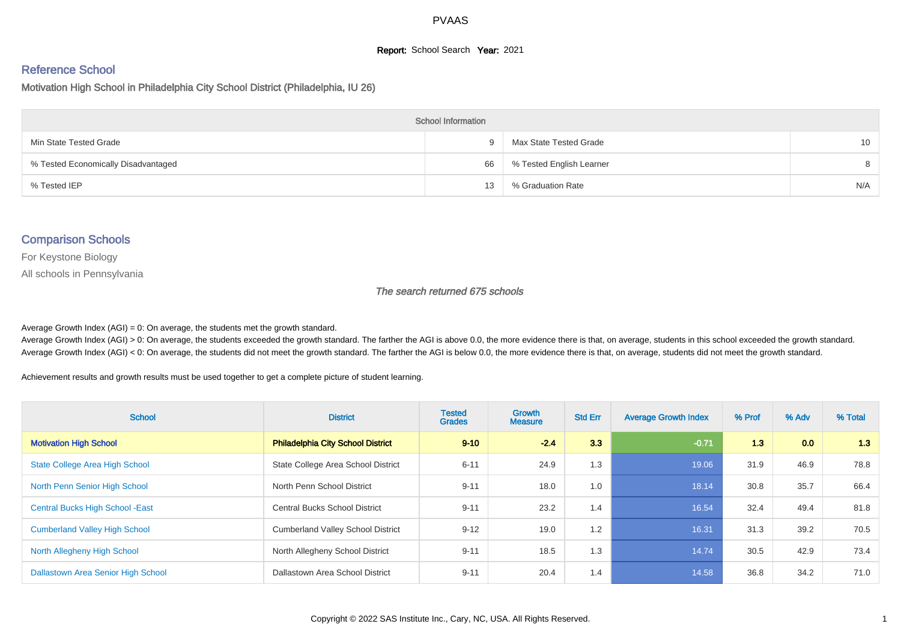# PVAAS

**Report:** School Search **Year:** 2021

## Reference School

Motivation High School in Philadelphia City School District (Philadelphia, IU 26)

| School Information | | | |
|---|---|---|---|
| Min State Tested Grade | 9 | Max State Tested Grade | 10 |
| % Tested Economically Disadvantaged | 66 | % Tested English Learner | 8 |
| % Tested IEP | 13 | % Graduation Rate | N/A |

## Comparison Schools

For Keystone Biology

All schools in Pennsylvania

*The search returned 675 schools*

Average Growth Index (AGI) = 0: On average, the students met the growth standard.
Average Growth Index (AGI) > 0: On average, the students exceeded the growth standard. The farther the AGI is above 0.0, the more evidence there is that, on average, students in this school exceeded the growth standard.
Average Growth Index (AGI) < 0: On average, the students did not meet the growth standard. The farther the AGI is below 0.0, the more evidence there is that, on average, students did not meet the growth standard.

Achievement results and growth results must be used together to get a complete picture of student learning.

| School | District | Tested Grades | Growth Measure | Std Err | Average Growth Index | % Prof | % Adv | % Total |
|---|---|---|---|---|---|---|---|---|
| **Motivation High School** | **Philadelphia City School District** | **9-10** | **-2.4** | **3.3** | **-0.71** | **1.3** | **0.0** | **1.3** |
| State College Area High School | State College Area School District | 6-11 | 24.9 | 1.3 | 19.06 | 31.9 | 46.9 | 78.8 |
| North Penn Senior High School | North Penn School District | 9-11 | 18.0 | 1.0 | 18.14 | 30.8 | 35.7 | 66.4 |
| Central Bucks High School -East | Central Bucks School District | 9-11 | 23.2 | 1.4 | 16.54 | 32.4 | 49.4 | 81.8 |
| Cumberland Valley High School | Cumberland Valley School District | 9-12 | 19.0 | 1.2 | 16.31 | 31.3 | 39.2 | 70.5 |
| North Allegheny High School | North Allegheny School District | 9-11 | 18.5 | 1.3 | 14.74 | 30.5 | 42.9 | 73.4 |
| Dallastown Area Senior High School | Dallastown Area School District | 9-11 | 20.4 | 1.4 | 14.58 | 36.8 | 34.2 | 71.0 |

Copyright © 2022 SAS Institute Inc., Cary, NC, USA. All Rights Reserved.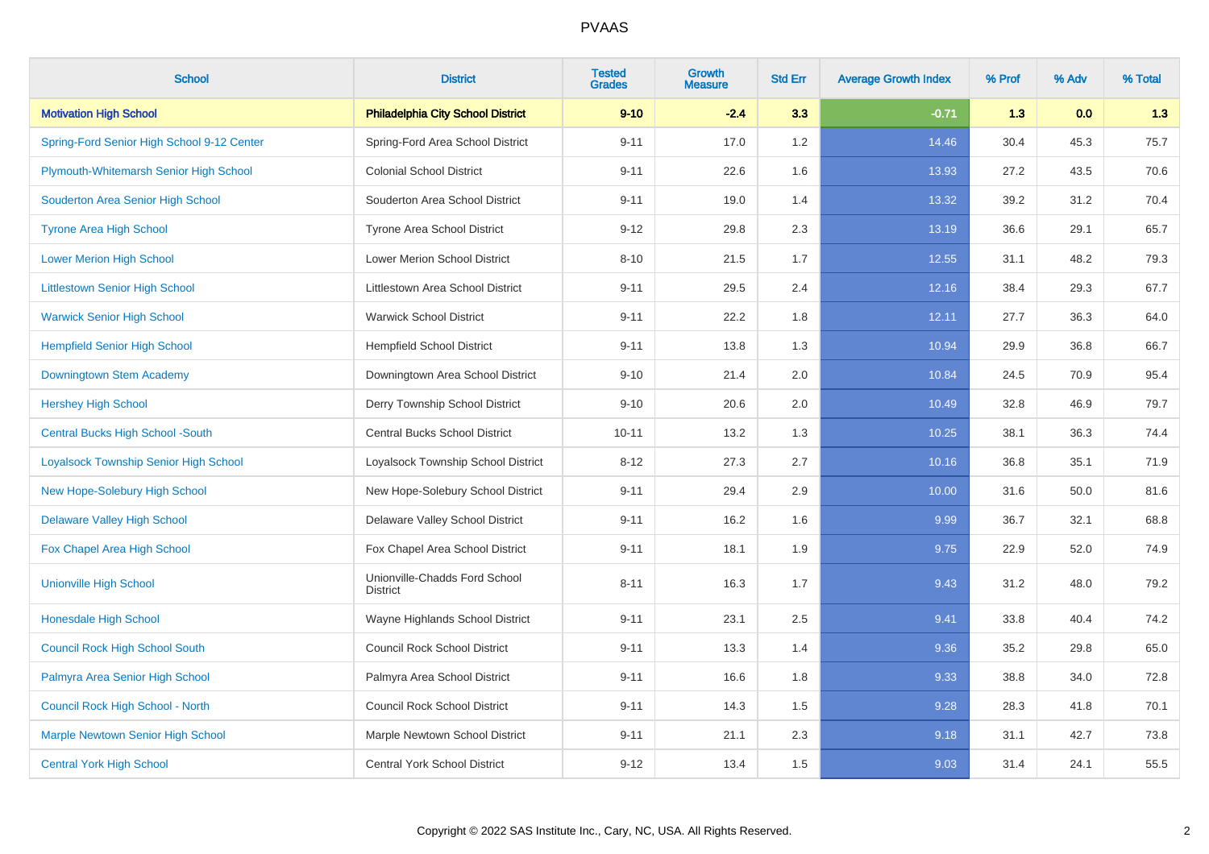| School | District | Tested Grades | Growth Measure | Std Err | Average Growth Index | % Prof | % Adv | % Total |
|---|---|---|---|---|---|---|---|---|
| **Motivation High School** | **Philadelphia City School District** | **9-10** | **-2.4** | **3.3** | **-0.71** | **1.3** | **0.0** | **1.3** |
| Spring-Ford Senior High School 9-12 Center | Spring-Ford Area School District | 9-11 | 17.0 | 1.2 | 14.46 | 30.4 | 45.3 | 75.7 |
| Plymouth-Whitemarsh Senior High School | Colonial School District | 9-11 | 22.6 | 1.6 | 13.93 | 27.2 | 43.5 | 70.6 |
| Souderton Area Senior High School | Souderton Area School District | 9-11 | 19.0 | 1.4 | 13.32 | 39.2 | 31.2 | 70.4 |
| Tyrone Area High School | Tyrone Area School District | 9-12 | 29.8 | 2.3 | 13.19 | 36.6 | 29.1 | 65.7 |
| Lower Merion High School | Lower Merion School District | 8-10 | 21.5 | 1.7 | 12.55 | 31.1 | 48.2 | 79.3 |
| Littlestown Senior High School | Littlestown Area School District | 9-11 | 29.5 | 2.4 | 12.16 | 38.4 | 29.3 | 67.7 |
| Warwick Senior High School | Warwick School District | 9-11 | 22.2 | 1.8 | 12.11 | 27.7 | 36.3 | 64.0 |
| Hempfield Senior High School | Hempfield School District | 9-11 | 13.8 | 1.3 | 10.94 | 29.9 | 36.8 | 66.7 |
| Downingtown Stem Academy | Downingtown Area School District | 9-10 | 21.4 | 2.0 | 10.84 | 24.5 | 70.9 | 95.4 |
| Hershey High School | Derry Township School District | 9-10 | 20.6 | 2.0 | 10.49 | 32.8 | 46.9 | 79.7 |
| Central Bucks High School -South | Central Bucks School District | 10-11 | 13.2 | 1.3 | 10.25 | 38.1 | 36.3 | 74.4 |
| Loyalsock Township Senior High School | Loyalsock Township School District | 8-12 | 27.3 | 2.7 | 10.16 | 36.8 | 35.1 | 71.9 |
| New Hope-Solebury High School | New Hope-Solebury School District | 9-11 | 29.4 | 2.9 | 10.00 | 31.6 | 50.0 | 81.6 |
| Delaware Valley High School | Delaware Valley School District | 9-11 | 16.2 | 1.6 | 9.99 | 36.7 | 32.1 | 68.8 |
| Fox Chapel Area High School | Fox Chapel Area School District | 9-11 | 18.1 | 1.9 | 9.75 | 22.9 | 52.0 | 74.9 |
| Unionville High School | Unionville-Chadds Ford School District | 8-11 | 16.3 | 1.7 | 9.43 | 31.2 | 48.0 | 79.2 |
| Honesdale High School | Wayne Highlands School District | 9-11 | 23.1 | 2.5 | 9.41 | 33.8 | 40.4 | 74.2 |
| Council Rock High School South | Council Rock School District | 9-11 | 13.3 | 1.4 | 9.36 | 35.2 | 29.8 | 65.0 |
| Palmyra Area Senior High School | Palmyra Area School District | 9-11 | 16.6 | 1.8 | 9.33 | 38.8 | 34.0 | 72.8 |
| Council Rock High School - North | Council Rock School District | 9-11 | 14.3 | 1.5 | 9.28 | 28.3 | 41.8 | 70.1 |
| Marple Newtown Senior High School | Marple Newtown School District | 9-11 | 21.1 | 2.3 | 9.18 | 31.1 | 42.7 | 73.8 |
| Central York High School | Central York School District | 9-12 | 13.4 | 1.5 | 9.03 | 31.4 | 24.1 | 55.5 |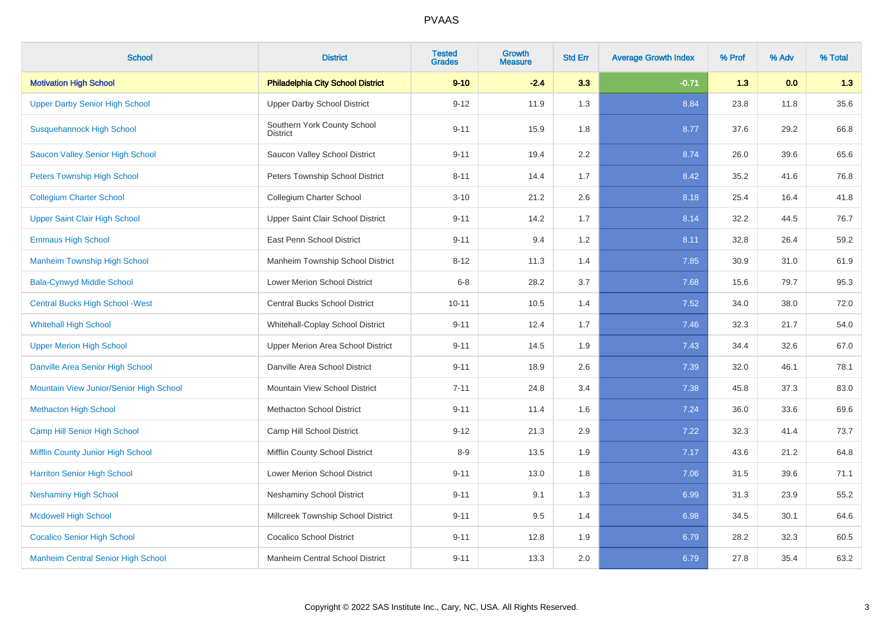| School | District | Tested Grades | Growth Measure | Std Err | Average Growth Index | % Prof | % Adv | % Total |
|---|---|---|---|---|---|---|---|---|
| **Motivation High School** | **Philadelphia City School District** | **9-10** | **-2.4** | **3.3** | **-0.71** | **1.3** | **0.0** | **1.3** |
| Upper Darby Senior High School | Upper Darby School District | 9-12 | 11.9 | 1.3 | 8.84 | 23.8 | 11.8 | 35.6 |
| Susquehannock High School | Southern York County School District | 9-11 | 15.9 | 1.8 | 8.77 | 37.6 | 29.2 | 66.8 |
| Saucon Valley Senior High School | Saucon Valley School District | 9-11 | 19.4 | 2.2 | 8.74 | 26.0 | 39.6 | 65.6 |
| Peters Township High School | Peters Township School District | 8-11 | 14.4 | 1.7 | 8.42 | 35.2 | 41.6 | 76.8 |
| Collegium Charter School | Collegium Charter School | 3-10 | 21.2 | 2.6 | 8.18 | 25.4 | 16.4 | 41.8 |
| Upper Saint Clair High School | Upper Saint Clair School District | 9-11 | 14.2 | 1.7 | 8.14 | 32.2 | 44.5 | 76.7 |
| Emmaus High School | East Penn School District | 9-11 | 9.4 | 1.2 | 8.11 | 32.8 | 26.4 | 59.2 |
| Manheim Township High School | Manheim Township School District | 8-12 | 11.3 | 1.4 | 7.85 | 30.9 | 31.0 | 61.9 |
| Bala-Cynwyd Middle School | Lower Merion School District | 6-8 | 28.2 | 3.7 | 7.68 | 15.6 | 79.7 | 95.3 |
| Central Bucks High School -West | Central Bucks School District | 10-11 | 10.5 | 1.4 | 7.52 | 34.0 | 38.0 | 72.0 |
| Whitehall High School | Whitehall-Coplay School District | 9-11 | 12.4 | 1.7 | 7.46 | 32.3 | 21.7 | 54.0 |
| Upper Merion High School | Upper Merion Area School District | 9-11 | 14.5 | 1.9 | 7.43 | 34.4 | 32.6 | 67.0 |
| Danville Area Senior High School | Danville Area School District | 9-11 | 18.9 | 2.6 | 7.39 | 32.0 | 46.1 | 78.1 |
| Mountain View Junior/Senior High School | Mountain View School District | 7-11 | 24.8 | 3.4 | 7.38 | 45.8 | 37.3 | 83.0 |
| Methacton High School | Methacton School District | 9-11 | 11.4 | 1.6 | 7.24 | 36.0 | 33.6 | 69.6 |
| Camp Hill Senior High School | Camp Hill School District | 9-12 | 21.3 | 2.9 | 7.22 | 32.3 | 41.4 | 73.7 |
| Mifflin County Junior High School | Mifflin County School District | 8-9 | 13.5 | 1.9 | 7.17 | 43.6 | 21.2 | 64.8 |
| Harriton Senior High School | Lower Merion School District | 9-11 | 13.0 | 1.8 | 7.06 | 31.5 | 39.6 | 71.1 |
| Neshaminy High School | Neshaminy School District | 9-11 | 9.1 | 1.3 | 6.99 | 31.3 | 23.9 | 55.2 |
| Mcdowell High School | Millcreek Township School District | 9-11 | 9.5 | 1.4 | 6.98 | 34.5 | 30.1 | 64.6 |
| Cocalico Senior High School | Cocalico School District | 9-11 | 12.8 | 1.9 | 6.79 | 28.2 | 32.3 | 60.5 |
| Manheim Central Senior High School | Manheim Central School District | 9-11 | 13.3 | 2.0 | 6.79 | 27.8 | 35.4 | 63.2 |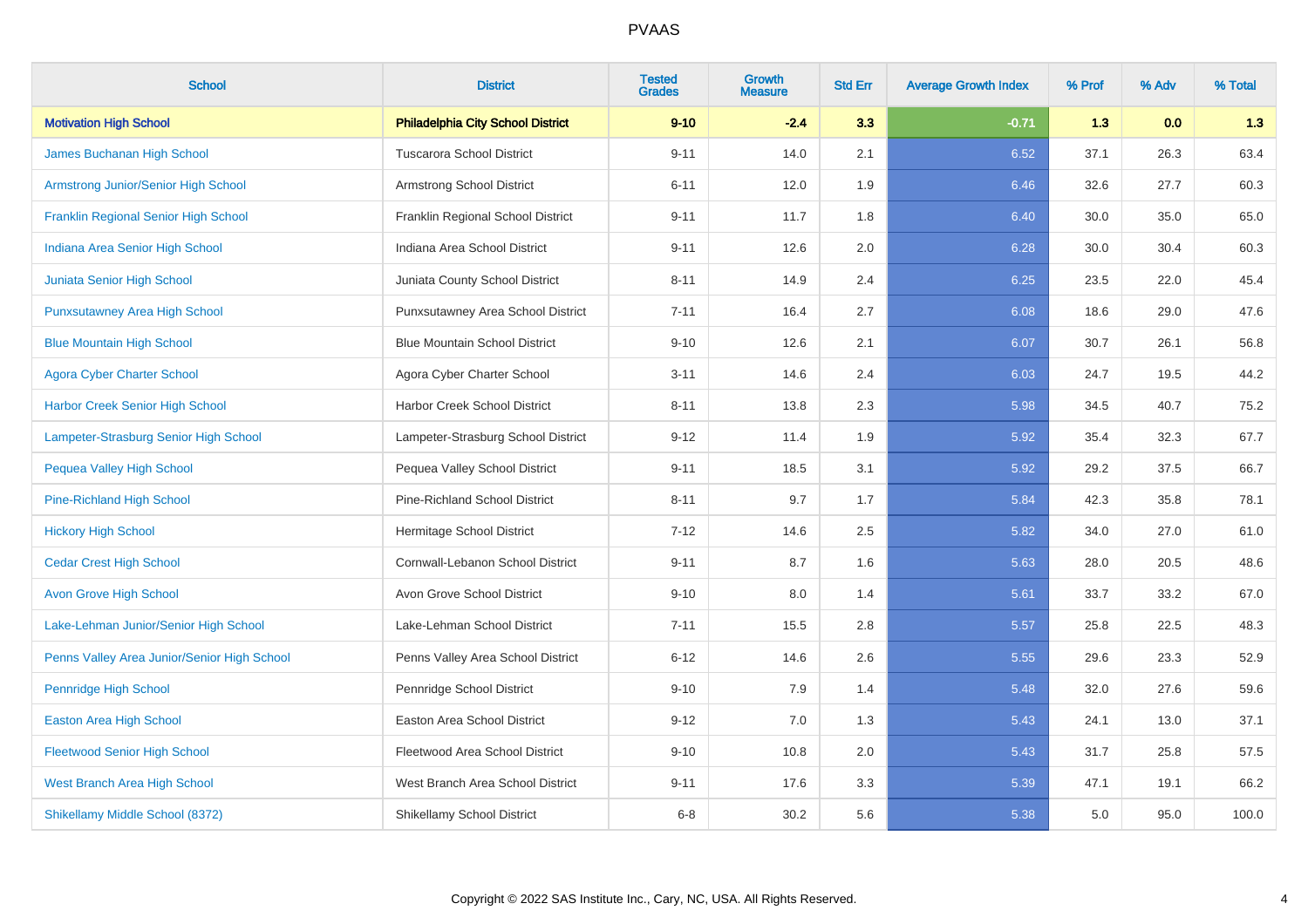# PVAAS

| School | District | Tested Grades | Growth Measure | Std Err | Average Growth Index | % Prof | % Adv | % Total |
|---|---|---|---|---|---|---|---|---|
| **Motivation High School** | **Philadelphia City School District** | **9-10** | **-2.4** | **3.3** | **-0.71** | **1.3** | **0.0** | **1.3** |
| James Buchanan High School | Tuscarora School District | 9-11 | 14.0 | 2.1 | 6.52 | 37.1 | 26.3 | 63.4 |
| Armstrong Junior/Senior High School | Armstrong School District | 6-11 | 12.0 | 1.9 | 6.46 | 32.6 | 27.7 | 60.3 |
| Franklin Regional Senior High School | Franklin Regional School District | 9-11 | 11.7 | 1.8 | 6.40 | 30.0 | 35.0 | 65.0 |
| Indiana Area Senior High School | Indiana Area School District | 9-11 | 12.6 | 2.0 | 6.28 | 30.0 | 30.4 | 60.3 |
| Juniata Senior High School | Juniata County School District | 8-11 | 14.9 | 2.4 | 6.25 | 23.5 | 22.0 | 45.4 |
| Punxsutawney Area High School | Punxsutawney Area School District | 7-11 | 16.4 | 2.7 | 6.08 | 18.6 | 29.0 | 47.6 |
| Blue Mountain High School | Blue Mountain School District | 9-10 | 12.6 | 2.1 | 6.07 | 30.7 | 26.1 | 56.8 |
| Agora Cyber Charter School | Agora Cyber Charter School | 3-11 | 14.6 | 2.4 | 6.03 | 24.7 | 19.5 | 44.2 |
| Harbor Creek Senior High School | Harbor Creek School District | 8-11 | 13.8 | 2.3 | 5.98 | 34.5 | 40.7 | 75.2 |
| Lampeter-Strasburg Senior High School | Lampeter-Strasburg School District | 9-12 | 11.4 | 1.9 | 5.92 | 35.4 | 32.3 | 67.7 |
| Pequea Valley High School | Pequea Valley School District | 9-11 | 18.5 | 3.1 | 5.92 | 29.2 | 37.5 | 66.7 |
| Pine-Richland High School | Pine-Richland School District | 8-11 | 9.7 | 1.7 | 5.84 | 42.3 | 35.8 | 78.1 |
| Hickory High School | Hermitage School District | 7-12 | 14.6 | 2.5 | 5.82 | 34.0 | 27.0 | 61.0 |
| Cedar Crest High School | Cornwall-Lebanon School District | 9-11 | 8.7 | 1.6 | 5.63 | 28.0 | 20.5 | 48.6 |
| Avon Grove High School | Avon Grove School District | 9-10 | 8.0 | 1.4 | 5.61 | 33.7 | 33.2 | 67.0 |
| Lake-Lehman Junior/Senior High School | Lake-Lehman School District | 7-11 | 15.5 | 2.8 | 5.57 | 25.8 | 22.5 | 48.3 |
| Penns Valley Area Junior/Senior High School | Penns Valley Area School District | 6-12 | 14.6 | 2.6 | 5.55 | 29.6 | 23.3 | 52.9 |
| Pennridge High School | Pennridge School District | 9-10 | 7.9 | 1.4 | 5.48 | 32.0 | 27.6 | 59.6 |
| Easton Area High School | Easton Area School District | 9-12 | 7.0 | 1.3 | 5.43 | 24.1 | 13.0 | 37.1 |
| Fleetwood Senior High School | Fleetwood Area School District | 9-10 | 10.8 | 2.0 | 5.43 | 31.7 | 25.8 | 57.5 |
| West Branch Area High School | West Branch Area School District | 9-11 | 17.6 | 3.3 | 5.39 | 47.1 | 19.1 | 66.2 |
| Shikellamy Middle School (8372) | Shikellamy School District | 6-8 | 30.2 | 5.6 | 5.38 | 5.0 | 95.0 | 100.0 |

Copyright © 2022 SAS Institute Inc., Cary, NC, USA. All Rights Reserved.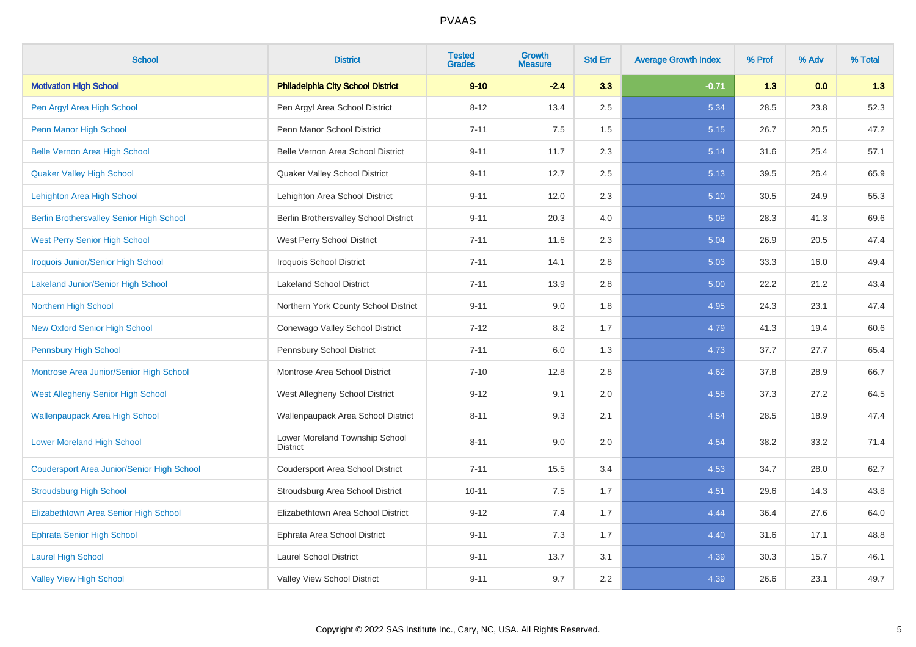| School | District | Tested Grades | Growth Measure | Std Err | Average Growth Index | % Prof | % Adv | % Total |
|---|---|---|---|---|---|---|---|---|
| **Motivation High School** | **Philadelphia City School District** | **9-10** | **-2.4** | **3.3** | **-0.71** | **1.3** | **0.0** | **1.3** |
| Pen Argyl Area High School | Pen Argyl Area School District | 8-12 | 13.4 | 2.5 | 5.34 | 28.5 | 23.8 | 52.3 |
| Penn Manor High School | Penn Manor School District | 7-11 | 7.5 | 1.5 | 5.15 | 26.7 | 20.5 | 47.2 |
| Belle Vernon Area High School | Belle Vernon Area School District | 9-11 | 11.7 | 2.3 | 5.14 | 31.6 | 25.4 | 57.1 |
| Quaker Valley High School | Quaker Valley School District | 9-11 | 12.7 | 2.5 | 5.13 | 39.5 | 26.4 | 65.9 |
| Lehighton Area High School | Lehighton Area School District | 9-11 | 12.0 | 2.3 | 5.10 | 30.5 | 24.9 | 55.3 |
| Berlin Brothersvalley Senior High School | Berlin Brothersvalley School District | 9-11 | 20.3 | 4.0 | 5.09 | 28.3 | 41.3 | 69.6 |
| West Perry Senior High School | West Perry School District | 7-11 | 11.6 | 2.3 | 5.04 | 26.9 | 20.5 | 47.4 |
| Iroquois Junior/Senior High School | Iroquois School District | 7-11 | 14.1 | 2.8 | 5.03 | 33.3 | 16.0 | 49.4 |
| Lakeland Junior/Senior High School | Lakeland School District | 7-11 | 13.9 | 2.8 | 5.00 | 22.2 | 21.2 | 43.4 |
| Northern High School | Northern York County School District | 9-11 | 9.0 | 1.8 | 4.95 | 24.3 | 23.1 | 47.4 |
| New Oxford Senior High School | Conewago Valley School District | 7-12 | 8.2 | 1.7 | 4.79 | 41.3 | 19.4 | 60.6 |
| Pennsbury High School | Pennsbury School District | 7-11 | 6.0 | 1.3 | 4.73 | 37.7 | 27.7 | 65.4 |
| Montrose Area Junior/Senior High School | Montrose Area School District | 7-10 | 12.8 | 2.8 | 4.62 | 37.8 | 28.9 | 66.7 |
| West Allegheny Senior High School | West Allegheny School District | 9-12 | 9.1 | 2.0 | 4.58 | 37.3 | 27.2 | 64.5 |
| Wallenpaupack Area High School | Wallenpaupack Area School District | 8-11 | 9.3 | 2.1 | 4.54 | 28.5 | 18.9 | 47.4 |
| Lower Moreland High School | Lower Moreland Township School District | 8-11 | 9.0 | 2.0 | 4.54 | 38.2 | 33.2 | 71.4 |
| Coudersport Area Junior/Senior High School | Coudersport Area School District | 7-11 | 15.5 | 3.4 | 4.53 | 34.7 | 28.0 | 62.7 |
| Stroudsburg High School | Stroudsburg Area School District | 10-11 | 7.5 | 1.7 | 4.51 | 29.6 | 14.3 | 43.8 |
| Elizabethtown Area Senior High School | Elizabethtown Area School District | 9-12 | 7.4 | 1.7 | 4.44 | 36.4 | 27.6 | 64.0 |
| Ephrata Senior High School | Ephrata Area School District | 9-11 | 7.3 | 1.7 | 4.40 | 31.6 | 17.1 | 48.8 |
| Laurel High School | Laurel School District | 9-11 | 13.7 | 3.1 | 4.39 | 30.3 | 15.7 | 46.1 |
| Valley View High School | Valley View School District | 9-11 | 9.7 | 2.2 | 4.39 | 26.6 | 23.1 | 49.7 |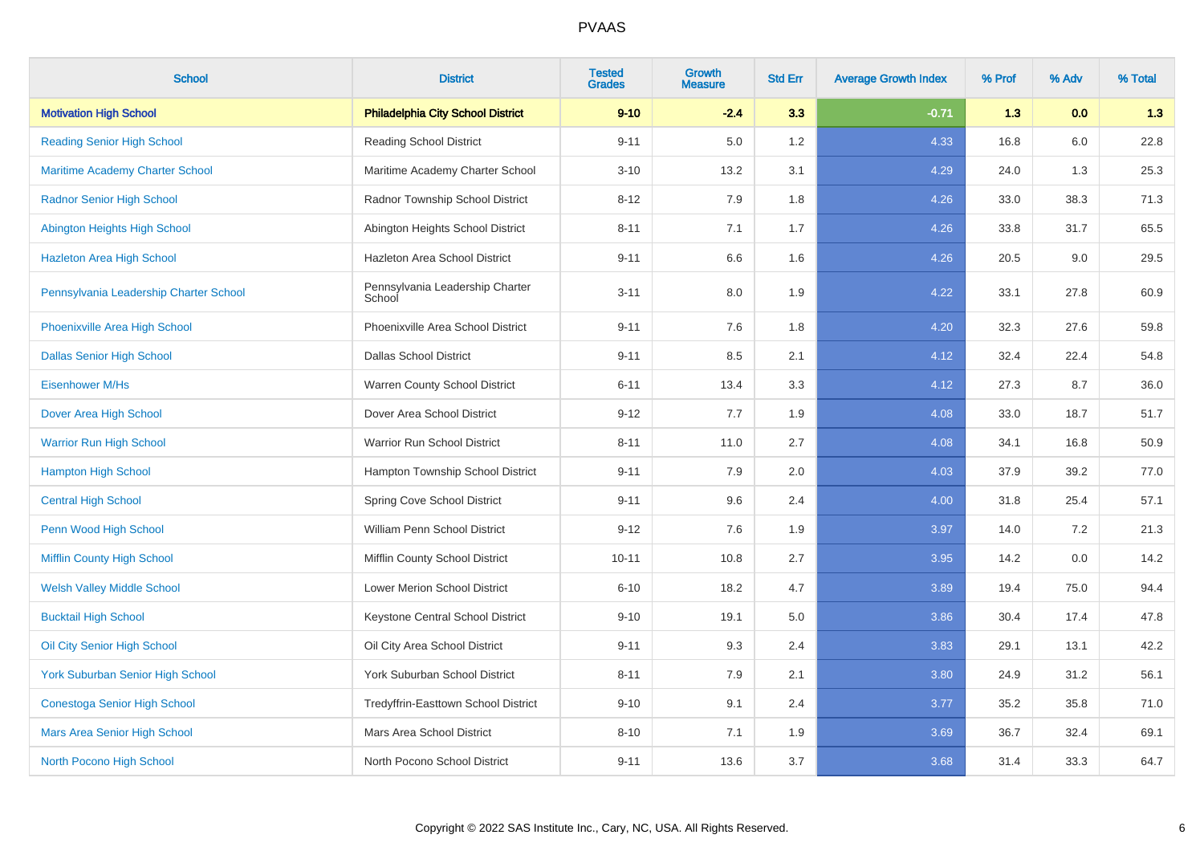| School | District | Tested Grades | Growth Measure | Std Err | Average Growth Index | % Prof | % Adv | % Total |
|---|---|---|---|---|---|---|---|---|
| **Motivation High School** | **Philadelphia City School District** | **9-10** | **-2.4** | **3.3** | **-0.71** | **1.3** | **0.0** | **1.3** |
| Reading Senior High School | Reading School District | 9-11 | 5.0 | 1.2 | 4.33 | 16.8 | 6.0 | 22.8 |
| Maritime Academy Charter School | Maritime Academy Charter School | 3-10 | 13.2 | 3.1 | 4.29 | 24.0 | 1.3 | 25.3 |
| Radnor Senior High School | Radnor Township School District | 8-12 | 7.9 | 1.8 | 4.26 | 33.0 | 38.3 | 71.3 |
| Abington Heights High School | Abington Heights School District | 8-11 | 7.1 | 1.7 | 4.26 | 33.8 | 31.7 | 65.5 |
| Hazleton Area High School | Hazleton Area School District | 9-11 | 6.6 | 1.6 | 4.26 | 20.5 | 9.0 | 29.5 |
| Pennsylvania Leadership Charter School | Pennsylvania Leadership Charter School | 3-11 | 8.0 | 1.9 | 4.22 | 33.1 | 27.8 | 60.9 |
| Phoenixville Area High School | Phoenixville Area School District | 9-11 | 7.6 | 1.8 | 4.20 | 32.3 | 27.6 | 59.8 |
| Dallas Senior High School | Dallas School District | 9-11 | 8.5 | 2.1 | 4.12 | 32.4 | 22.4 | 54.8 |
| Eisenhower M/Hs | Warren County School District | 6-11 | 13.4 | 3.3 | 4.12 | 27.3 | 8.7 | 36.0 |
| Dover Area High School | Dover Area School District | 9-12 | 7.7 | 1.9 | 4.08 | 33.0 | 18.7 | 51.7 |
| Warrior Run High School | Warrior Run School District | 8-11 | 11.0 | 2.7 | 4.08 | 34.1 | 16.8 | 50.9 |
| Hampton High School | Hampton Township School District | 9-11 | 7.9 | 2.0 | 4.03 | 37.9 | 39.2 | 77.0 |
| Central High School | Spring Cove School District | 9-11 | 9.6 | 2.4 | 4.00 | 31.8 | 25.4 | 57.1 |
| Penn Wood High School | William Penn School District | 9-12 | 7.6 | 1.9 | 3.97 | 14.0 | 7.2 | 21.3 |
| Mifflin County High School | Mifflin County School District | 10-11 | 10.8 | 2.7 | 3.95 | 14.2 | 0.0 | 14.2 |
| Welsh Valley Middle School | Lower Merion School District | 6-10 | 18.2 | 4.7 | 3.89 | 19.4 | 75.0 | 94.4 |
| Bucktail High School | Keystone Central School District | 9-10 | 19.1 | 5.0 | 3.86 | 30.4 | 17.4 | 47.8 |
| Oil City Senior High School | Oil City Area School District | 9-11 | 9.3 | 2.4 | 3.83 | 29.1 | 13.1 | 42.2 |
| York Suburban Senior High School | York Suburban School District | 8-11 | 7.9 | 2.1 | 3.80 | 24.9 | 31.2 | 56.1 |
| Conestoga Senior High School | Tredyffrin-Easttown School District | 9-10 | 9.1 | 2.4 | 3.77 | 35.2 | 35.8 | 71.0 |
| Mars Area Senior High School | Mars Area School District | 8-10 | 7.1 | 1.9 | 3.69 | 36.7 | 32.4 | 69.1 |
| North Pocono High School | North Pocono School District | 9-11 | 13.6 | 3.7 | 3.68 | 31.4 | 33.3 | 64.7 |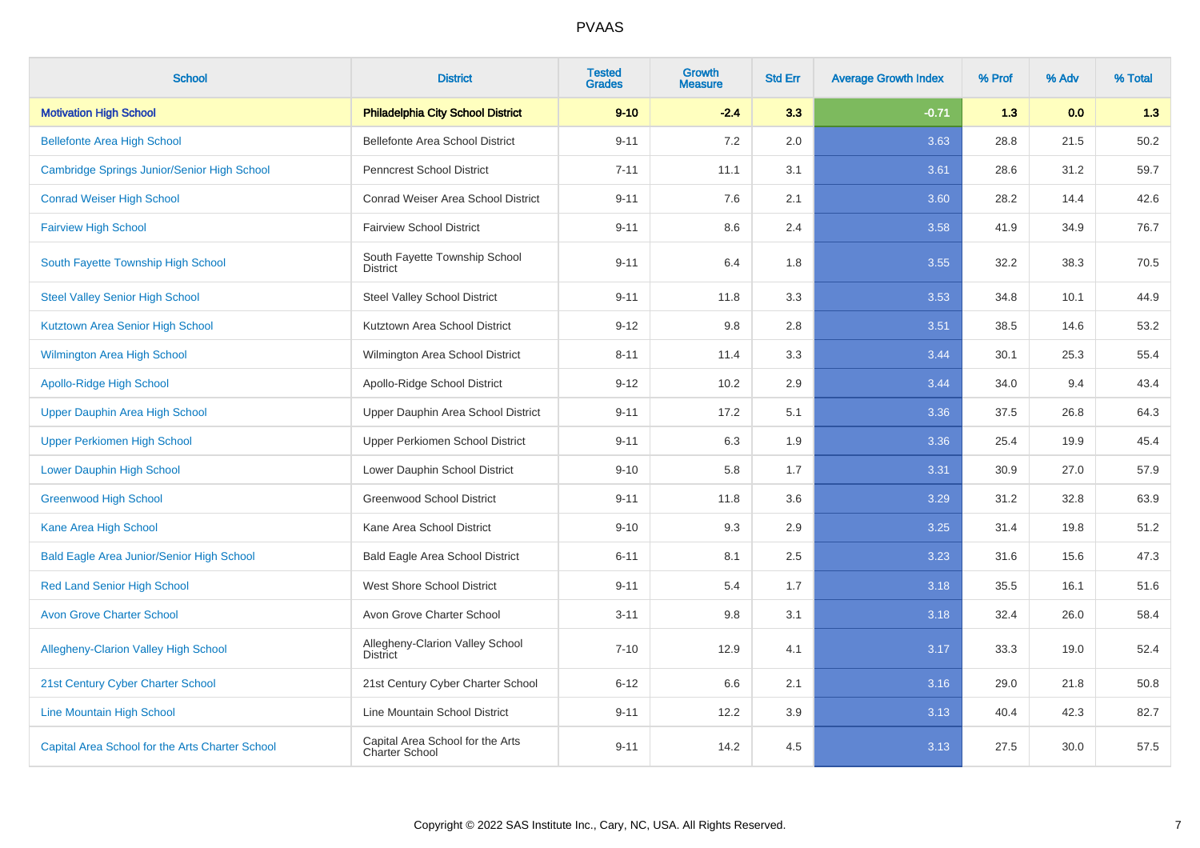# PVAAS

| School | District | Tested Grades | Growth Measure | Std Err | Average Growth Index | % Prof | % Adv | % Total |
|---|---|---|---|---|---|---|---|---|
| **Motivation High School** | **Philadelphia City School District** | **9-10** | **-2.4** | **3.3** | **-0.71** | **1.3** | **0.0** | **1.3** |
| Bellefonte Area High School | Bellefonte Area School District | 9-11 | 7.2 | 2.0 | 3.63 | 28.8 | 21.5 | 50.2 |
| Cambridge Springs Junior/Senior High School | Penncrest School District | 7-11 | 11.1 | 3.1 | 3.61 | 28.6 | 31.2 | 59.7 |
| Conrad Weiser High School | Conrad Weiser Area School District | 9-11 | 7.6 | 2.1 | 3.60 | 28.2 | 14.4 | 42.6 |
| Fairview High School | Fairview School District | 9-11 | 8.6 | 2.4 | 3.58 | 41.9 | 34.9 | 76.7 |
| South Fayette Township High School | South Fayette Township School District | 9-11 | 6.4 | 1.8 | 3.55 | 32.2 | 38.3 | 70.5 |
| Steel Valley Senior High School | Steel Valley School District | 9-11 | 11.8 | 3.3 | 3.53 | 34.8 | 10.1 | 44.9 |
| Kutztown Area Senior High School | Kutztown Area School District | 9-12 | 9.8 | 2.8 | 3.51 | 38.5 | 14.6 | 53.2 |
| Wilmington Area High School | Wilmington Area School District | 8-11 | 11.4 | 3.3 | 3.44 | 30.1 | 25.3 | 55.4 |
| Apollo-Ridge High School | Apollo-Ridge School District | 9-12 | 10.2 | 2.9 | 3.44 | 34.0 | 9.4 | 43.4 |
| Upper Dauphin Area High School | Upper Dauphin Area School District | 9-11 | 17.2 | 5.1 | 3.36 | 37.5 | 26.8 | 64.3 |
| Upper Perkiomen High School | Upper Perkiomen School District | 9-11 | 6.3 | 1.9 | 3.36 | 25.4 | 19.9 | 45.4 |
| Lower Dauphin High School | Lower Dauphin School District | 9-10 | 5.8 | 1.7 | 3.31 | 30.9 | 27.0 | 57.9 |
| Greenwood High School | Greenwood School District | 9-11 | 11.8 | 3.6 | 3.29 | 31.2 | 32.8 | 63.9 |
| Kane Area High School | Kane Area School District | 9-10 | 9.3 | 2.9 | 3.25 | 31.4 | 19.8 | 51.2 |
| Bald Eagle Area Junior/Senior High School | Bald Eagle Area School District | 6-11 | 8.1 | 2.5 | 3.23 | 31.6 | 15.6 | 47.3 |
| Red Land Senior High School | West Shore School District | 9-11 | 5.4 | 1.7 | 3.18 | 35.5 | 16.1 | 51.6 |
| Avon Grove Charter School | Avon Grove Charter School | 3-11 | 9.8 | 3.1 | 3.18 | 32.4 | 26.0 | 58.4 |
| Allegheny-Clarion Valley High School | Allegheny-Clarion Valley School District | 7-10 | 12.9 | 4.1 | 3.17 | 33.3 | 19.0 | 52.4 |
| 21st Century Cyber Charter School | 21st Century Cyber Charter School | 6-12 | 6.6 | 2.1 | 3.16 | 29.0 | 21.8 | 50.8 |
| Line Mountain High School | Line Mountain School District | 9-11 | 12.2 | 3.9 | 3.13 | 40.4 | 42.3 | 82.7 |
| Capital Area School for the Arts Charter School | Capital Area School for the Arts Charter School | 9-11 | 14.2 | 4.5 | 3.13 | 27.5 | 30.0 | 57.5 |

Copyright © 2022 SAS Institute Inc., Cary, NC, USA. All Rights Reserved.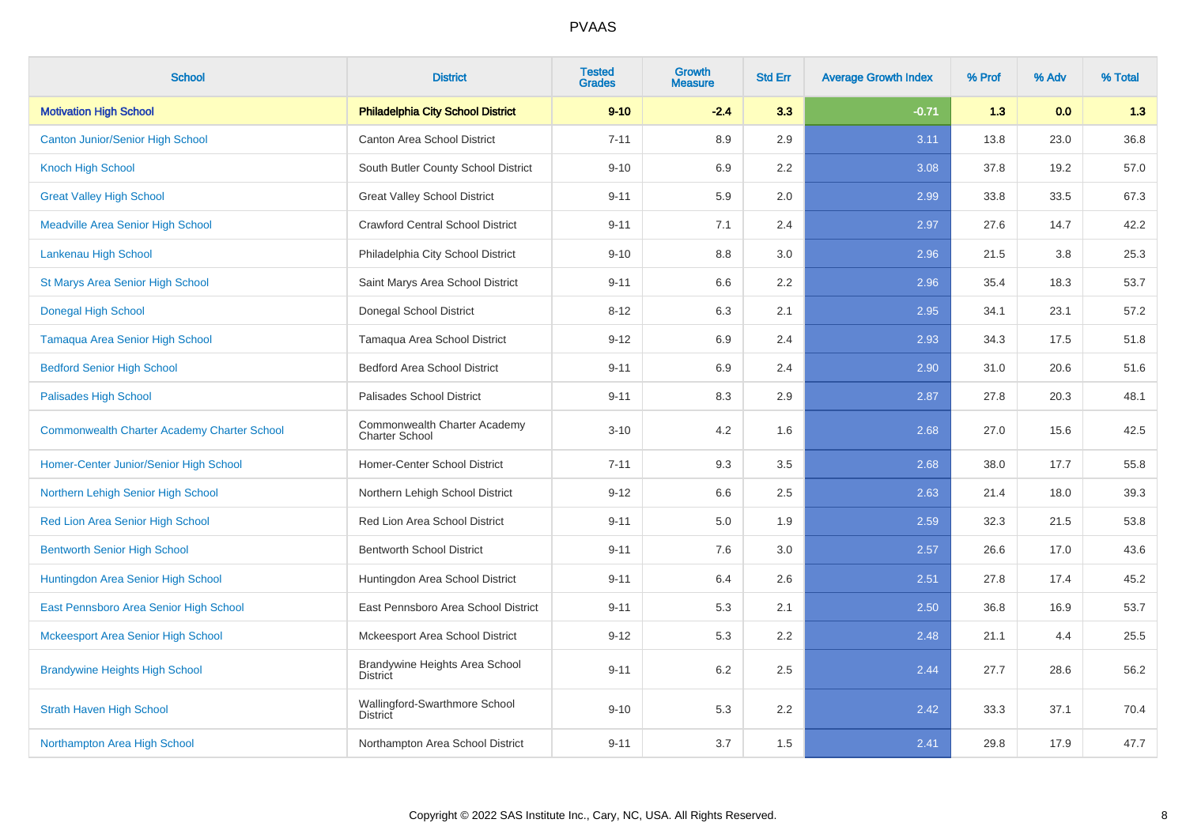# PVAAS

| School | District | Tested Grades | Growth Measure | Std Err | Average Growth Index | % Prof | % Adv | % Total |
|---|---|---|---|---|---|---|---|---|
| **Motivation High School** | **Philadelphia City School District** | **9-10** | **-2.4** | **3.3** | **-0.71** | **1.3** | **0.0** | **1.3** |
| Canton Junior/Senior High School | Canton Area School District | 7-11 | 8.9 | 2.9 | 3.11 | 13.8 | 23.0 | 36.8 |
| Knoch High School | South Butler County School District | 9-10 | 6.9 | 2.2 | 3.08 | 37.8 | 19.2 | 57.0 |
| Great Valley High School | Great Valley School District | 9-11 | 5.9 | 2.0 | 2.99 | 33.8 | 33.5 | 67.3 |
| Meadville Area Senior High School | Crawford Central School District | 9-11 | 7.1 | 2.4 | 2.97 | 27.6 | 14.7 | 42.2 |
| Lankenau High School | Philadelphia City School District | 9-10 | 8.8 | 3.0 | 2.96 | 21.5 | 3.8 | 25.3 |
| St Marys Area Senior High School | Saint Marys Area School District | 9-11 | 6.6 | 2.2 | 2.96 | 35.4 | 18.3 | 53.7 |
| Donegal High School | Donegal School District | 8-12 | 6.3 | 2.1 | 2.95 | 34.1 | 23.1 | 57.2 |
| Tamaqua Area Senior High School | Tamaqua Area School District | 9-12 | 6.9 | 2.4 | 2.93 | 34.3 | 17.5 | 51.8 |
| Bedford Senior High School | Bedford Area School District | 9-11 | 6.9 | 2.4 | 2.90 | 31.0 | 20.6 | 51.6 |
| Palisades High School | Palisades School District | 9-11 | 8.3 | 2.9 | 2.87 | 27.8 | 20.3 | 48.1 |
| Commonwealth Charter Academy Charter School | Commonwealth Charter Academy Charter School | 3-10 | 4.2 | 1.6 | 2.68 | 27.0 | 15.6 | 42.5 |
| Homer-Center Junior/Senior High School | Homer-Center School District | 7-11 | 9.3 | 3.5 | 2.68 | 38.0 | 17.7 | 55.8 |
| Northern Lehigh Senior High School | Northern Lehigh School District | 9-12 | 6.6 | 2.5 | 2.63 | 21.4 | 18.0 | 39.3 |
| Red Lion Area Senior High School | Red Lion Area School District | 9-11 | 5.0 | 1.9 | 2.59 | 32.3 | 21.5 | 53.8 |
| Bentworth Senior High School | Bentworth School District | 9-11 | 7.6 | 3.0 | 2.57 | 26.6 | 17.0 | 43.6 |
| Huntingdon Area Senior High School | Huntingdon Area School District | 9-11 | 6.4 | 2.6 | 2.51 | 27.8 | 17.4 | 45.2 |
| East Pennsboro Area Senior High School | East Pennsboro Area School District | 9-11 | 5.3 | 2.1 | 2.50 | 36.8 | 16.9 | 53.7 |
| Mckeesport Area Senior High School | Mckeesport Area School District | 9-12 | 5.3 | 2.2 | 2.48 | 21.1 | 4.4 | 25.5 |
| Brandywine Heights High School | Brandywine Heights Area School District | 9-11 | 6.2 | 2.5 | 2.44 | 27.7 | 28.6 | 56.2 |
| Strath Haven High School | Wallingford-Swarthmore School District | 9-10 | 5.3 | 2.2 | 2.42 | 33.3 | 37.1 | 70.4 |
| Northampton Area High School | Northampton Area School District | 9-11 | 3.7 | 1.5 | 2.41 | 29.8 | 17.9 | 47.7 |

Copyright © 2022 SAS Institute Inc., Cary, NC, USA. All Rights Reserved.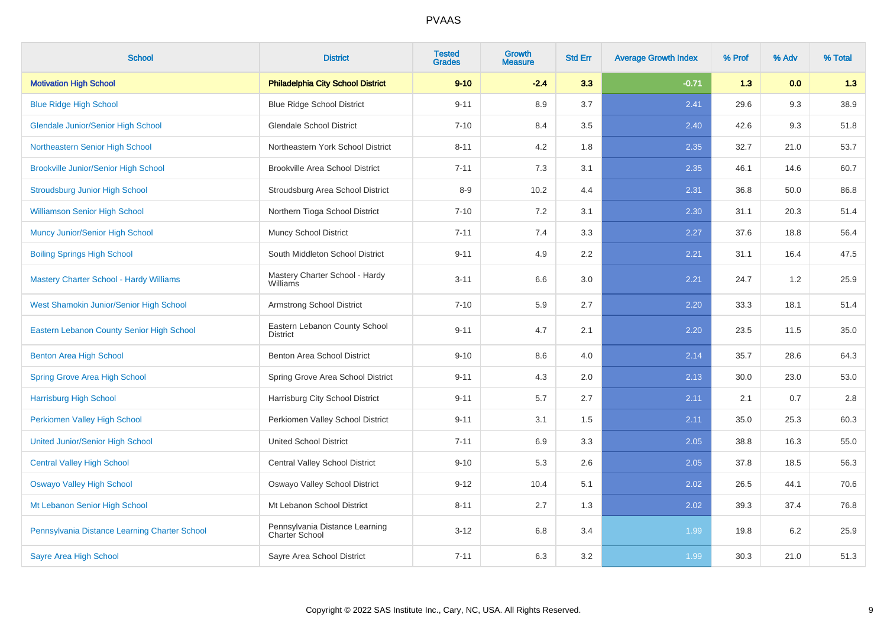| School | District | Tested Grades | Growth Measure | Std Err | Average Growth Index | % Prof | % Adv | % Total |
|---|---|---|---|---|---|---|---|---|
| **Motivation High School** | **Philadelphia City School District** | **9-10** | **-2.4** | **3.3** | **-0.71** | **1.3** | **0.0** | **1.3** |
| Blue Ridge High School | Blue Ridge School District | 9-11 | 8.9 | 3.7 | 2.41 | 29.6 | 9.3 | 38.9 |
| Glendale Junior/Senior High School | Glendale School District | 7-10 | 8.4 | 3.5 | 2.40 | 42.6 | 9.3 | 51.8 |
| Northeastern Senior High School | Northeastern York School District | 8-11 | 4.2 | 1.8 | 2.35 | 32.7 | 21.0 | 53.7 |
| Brookville Junior/Senior High School | Brookville Area School District | 7-11 | 7.3 | 3.1 | 2.35 | 46.1 | 14.6 | 60.7 |
| Stroudsburg Junior High School | Stroudsburg Area School District | 8-9 | 10.2 | 4.4 | 2.31 | 36.8 | 50.0 | 86.8 |
| Williamson Senior High School | Northern Tioga School District | 7-10 | 7.2 | 3.1 | 2.30 | 31.1 | 20.3 | 51.4 |
| Muncy Junior/Senior High School | Muncy School District | 7-11 | 7.4 | 3.3 | 2.27 | 37.6 | 18.8 | 56.4 |
| Boiling Springs High School | South Middleton School District | 9-11 | 4.9 | 2.2 | 2.21 | 31.1 | 16.4 | 47.5 |
| Mastery Charter School - Hardy Williams | Mastery Charter School - Hardy Williams | 3-11 | 6.6 | 3.0 | 2.21 | 24.7 | 1.2 | 25.9 |
| West Shamokin Junior/Senior High School | Armstrong School District | 7-10 | 5.9 | 2.7 | 2.20 | 33.3 | 18.1 | 51.4 |
| Eastern Lebanon County Senior High School | Eastern Lebanon County School District | 9-11 | 4.7 | 2.1 | 2.20 | 23.5 | 11.5 | 35.0 |
| Benton Area High School | Benton Area School District | 9-10 | 8.6 | 4.0 | 2.14 | 35.7 | 28.6 | 64.3 |
| Spring Grove Area High School | Spring Grove Area School District | 9-11 | 4.3 | 2.0 | 2.13 | 30.0 | 23.0 | 53.0 |
| Harrisburg High School | Harrisburg City School District | 9-11 | 5.7 | 2.7 | 2.11 | 2.1 | 0.7 | 2.8 |
| Perkiomen Valley High School | Perkiomen Valley School District | 9-11 | 3.1 | 1.5 | 2.11 | 35.0 | 25.3 | 60.3 |
| United Junior/Senior High School | United School District | 7-11 | 6.9 | 3.3 | 2.05 | 38.8 | 16.3 | 55.0 |
| Central Valley High School | Central Valley School District | 9-10 | 5.3 | 2.6 | 2.05 | 37.8 | 18.5 | 56.3 |
| Oswayo Valley High School | Oswayo Valley School District | 9-12 | 10.4 | 5.1 | 2.02 | 26.5 | 44.1 | 70.6 |
| Mt Lebanon Senior High School | Mt Lebanon School District | 8-11 | 2.7 | 1.3 | 2.02 | 39.3 | 37.4 | 76.8 |
| Pennsylvania Distance Learning Charter School | Pennsylvania Distance Learning Charter School | 3-12 | 6.8 | 3.4 | 1.99 | 19.8 | 6.2 | 25.9 |
| Sayre Area High School | Sayre Area School District | 7-11 | 6.3 | 3.2 | 1.99 | 30.3 | 21.0 | 51.3 |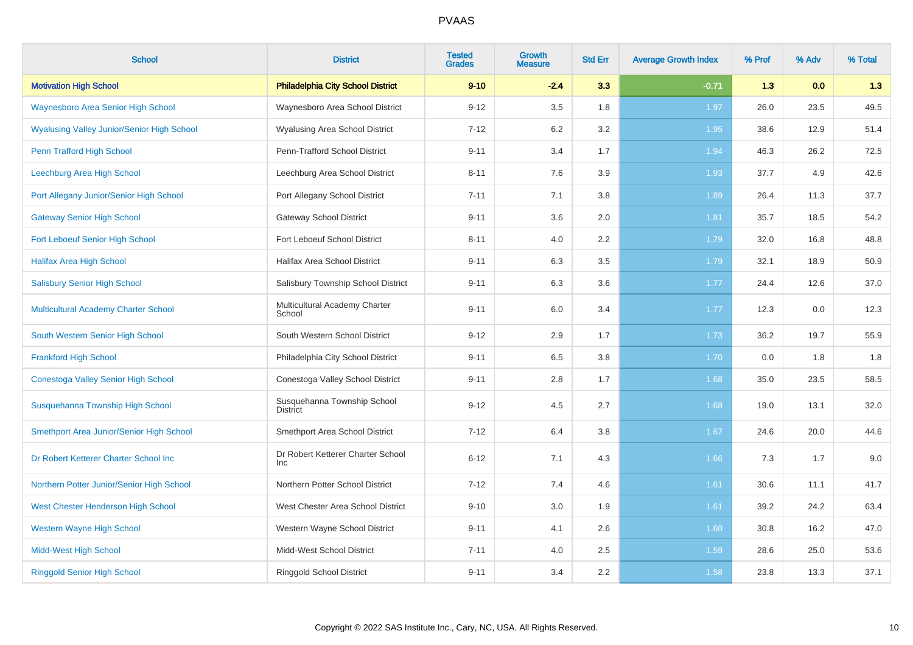# PVAAS

| School | District | Tested Grades | Growth Measure | Std Err | Average Growth Index | % Prof | % Adv | % Total |
|---|---|---|---|---|---|---|---|---|
| **Motivation High School** | **Philadelphia City School District** | **9-10** | **-2.4** | **3.3** | **-0.71** | **1.3** | **0.0** | **1.3** |
| Waynesboro Area Senior High School | Waynesboro Area School District | 9-12 | 3.5 | 1.8 | 1.97 | 26.0 | 23.5 | 49.5 |
| Wyalusing Valley Junior/Senior High School | Wyalusing Area School District | 7-12 | 6.2 | 3.2 | 1.95 | 38.6 | 12.9 | 51.4 |
| Penn Trafford High School | Penn-Trafford School District | 9-11 | 3.4 | 1.7 | 1.94 | 46.3 | 26.2 | 72.5 |
| Leechburg Area High School | Leechburg Area School District | 8-11 | 7.6 | 3.9 | 1.93 | 37.7 | 4.9 | 42.6 |
| Port Allegany Junior/Senior High School | Port Allegany School District | 7-11 | 7.1 | 3.8 | 1.89 | 26.4 | 11.3 | 37.7 |
| Gateway Senior High School | Gateway School District | 9-11 | 3.6 | 2.0 | 1.81 | 35.7 | 18.5 | 54.2 |
| Fort Leboeuf Senior High School | Fort Leboeuf School District | 8-11 | 4.0 | 2.2 | 1.79 | 32.0 | 16.8 | 48.8 |
| Halifax Area High School | Halifax Area School District | 9-11 | 6.3 | 3.5 | 1.79 | 32.1 | 18.9 | 50.9 |
| Salisbury Senior High School | Salisbury Township School District | 9-11 | 6.3 | 3.6 | 1.77 | 24.4 | 12.6 | 37.0 |
| Multicultural Academy Charter School | Multicultural Academy Charter School | 9-11 | 6.0 | 3.4 | 1.77 | 12.3 | 0.0 | 12.3 |
| South Western Senior High School | South Western School District | 9-12 | 2.9 | 1.7 | 1.73 | 36.2 | 19.7 | 55.9 |
| Frankford High School | Philadelphia City School District | 9-11 | 6.5 | 3.8 | 1.70 | 0.0 | 1.8 | 1.8 |
| Conestoga Valley Senior High School | Conestoga Valley School District | 9-11 | 2.8 | 1.7 | 1.68 | 35.0 | 23.5 | 58.5 |
| Susquehanna Township High School | Susquehanna Township School District | 9-12 | 4.5 | 2.7 | 1.68 | 19.0 | 13.1 | 32.0 |
| Smethport Area Junior/Senior High School | Smethport Area School District | 7-12 | 6.4 | 3.8 | 1.67 | 24.6 | 20.0 | 44.6 |
| Dr Robert Ketterer Charter School Inc | Dr Robert Ketterer Charter School Inc | 6-12 | 7.1 | 4.3 | 1.66 | 7.3 | 1.7 | 9.0 |
| Northern Potter Junior/Senior High School | Northern Potter School District | 7-12 | 7.4 | 4.6 | 1.61 | 30.6 | 11.1 | 41.7 |
| West Chester Henderson High School | West Chester Area School District | 9-10 | 3.0 | 1.9 | 1.61 | 39.2 | 24.2 | 63.4 |
| Western Wayne High School | Western Wayne School District | 9-11 | 4.1 | 2.6 | 1.60 | 30.8 | 16.2 | 47.0 |
| Midd-West High School | Midd-West School District | 7-11 | 4.0 | 2.5 | 1.59 | 28.6 | 25.0 | 53.6 |
| Ringgold Senior High School | Ringgold School District | 9-11 | 3.4 | 2.2 | 1.58 | 23.8 | 13.3 | 37.1 |

Copyright © 2022 SAS Institute Inc., Cary, NC, USA. All Rights Reserved.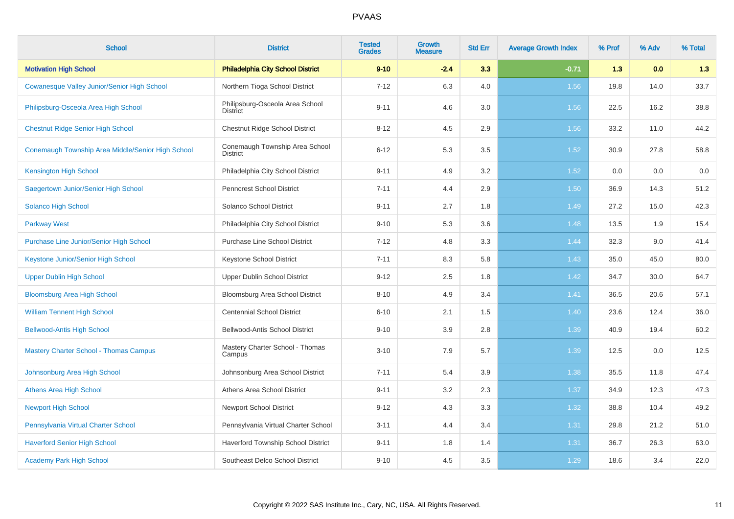# PVAAS

| School | District | Tested Grades | Growth Measure | Std Err | Average Growth Index | % Prof | % Adv | % Total |
|---|---|---|---|---|---|---|---|---|
| **Motivation High School** | **Philadelphia City School District** | **9-10** | **-2.4** | **3.3** | **-0.71** | **1.3** | **0.0** | **1.3** |
| Cowanesque Valley Junior/Senior High School | Northern Tioga School District | 7-12 | 6.3 | 4.0 | 1.56 | 19.8 | 14.0 | 33.7 |
| Philipsburg-Osceola Area High School | Philipsburg-Osceola Area School District | 9-11 | 4.6 | 3.0 | 1.56 | 22.5 | 16.2 | 38.8 |
| Chestnut Ridge Senior High School | Chestnut Ridge School District | 8-12 | 4.5 | 2.9 | 1.56 | 33.2 | 11.0 | 44.2 |
| Conemaugh Township Area Middle/Senior High School | Conemaugh Township Area School District | 6-12 | 5.3 | 3.5 | 1.52 | 30.9 | 27.8 | 58.8 |
| Kensington High School | Philadelphia City School District | 9-11 | 4.9 | 3.2 | 1.52 | 0.0 | 0.0 | 0.0 |
| Saegertown Junior/Senior High School | Penncrest School District | 7-11 | 4.4 | 2.9 | 1.50 | 36.9 | 14.3 | 51.2 |
| Solanco High School | Solanco School District | 9-11 | 2.7 | 1.8 | 1.49 | 27.2 | 15.0 | 42.3 |
| Parkway West | Philadelphia City School District | 9-10 | 5.3 | 3.6 | 1.48 | 13.5 | 1.9 | 15.4 |
| Purchase Line Junior/Senior High School | Purchase Line School District | 7-12 | 4.8 | 3.3 | 1.44 | 32.3 | 9.0 | 41.4 |
| Keystone Junior/Senior High School | Keystone School District | 7-11 | 8.3 | 5.8 | 1.43 | 35.0 | 45.0 | 80.0 |
| Upper Dublin High School | Upper Dublin School District | 9-12 | 2.5 | 1.8 | 1.42 | 34.7 | 30.0 | 64.7 |
| Bloomsburg Area High School | Bloomsburg Area School District | 8-10 | 4.9 | 3.4 | 1.41 | 36.5 | 20.6 | 57.1 |
| William Tennent High School | Centennial School District | 6-10 | 2.1 | 1.5 | 1.40 | 23.6 | 12.4 | 36.0 |
| Bellwood-Antis High School | Bellwood-Antis School District | 9-10 | 3.9 | 2.8 | 1.39 | 40.9 | 19.4 | 60.2 |
| Mastery Charter School - Thomas Campus | Mastery Charter School - Thomas Campus | 3-10 | 7.9 | 5.7 | 1.39 | 12.5 | 0.0 | 12.5 |
| Johnsonburg Area High School | Johnsonburg Area School District | 7-11 | 5.4 | 3.9 | 1.38 | 35.5 | 11.8 | 47.4 |
| Athens Area High School | Athens Area School District | 9-11 | 3.2 | 2.3 | 1.37 | 34.9 | 12.3 | 47.3 |
| Newport High School | Newport School District | 9-12 | 4.3 | 3.3 | 1.32 | 38.8 | 10.4 | 49.2 |
| Pennsylvania Virtual Charter School | Pennsylvania Virtual Charter School | 3-11 | 4.4 | 3.4 | 1.31 | 29.8 | 21.2 | 51.0 |
| Haverford Senior High School | Haverford Township School District | 9-11 | 1.8 | 1.4 | 1.31 | 36.7 | 26.3 | 63.0 |
| Academy Park High School | Southeast Delco School District | 9-10 | 4.5 | 3.5 | 1.29 | 18.6 | 3.4 | 22.0 |

Copyright © 2022 SAS Institute Inc., Cary, NC, USA. All Rights Reserved.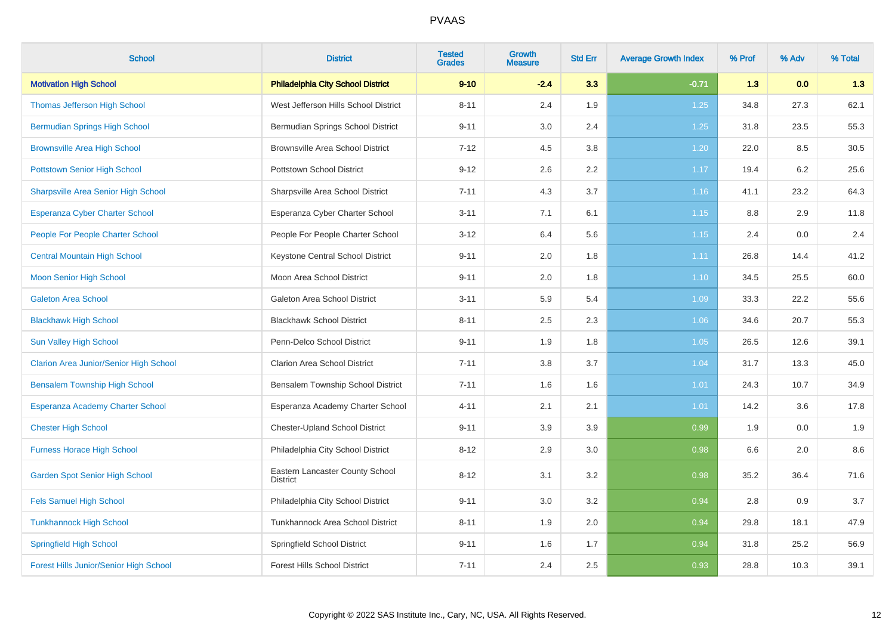| School | District | Tested Grades | Growth Measure | Std Err | Average Growth Index | % Prof | % Adv | % Total |
|---|---|---|---|---|---|---|---|---|
| **Motivation High School** | **Philadelphia City School District** | **9-10** | **-2.4** | **3.3** | **-0.71** | **1.3** | **0.0** | **1.3** |
| Thomas Jefferson High School | West Jefferson Hills School District | 8-11 | 2.4 | 1.9 | 1.25 | 34.8 | 27.3 | 62.1 |
| Bermudian Springs High School | Bermudian Springs School District | 9-11 | 3.0 | 2.4 | 1.25 | 31.8 | 23.5 | 55.3 |
| Brownsville Area High School | Brownsville Area School District | 7-12 | 4.5 | 3.8 | 1.20 | 22.0 | 8.5 | 30.5 |
| Pottstown Senior High School | Pottstown School District | 9-12 | 2.6 | 2.2 | 1.17 | 19.4 | 6.2 | 25.6 |
| Sharpsville Area Senior High School | Sharpsville Area School District | 7-11 | 4.3 | 3.7 | 1.16 | 41.1 | 23.2 | 64.3 |
| Esperanza Cyber Charter School | Esperanza Cyber Charter School | 3-11 | 7.1 | 6.1 | 1.15 | 8.8 | 2.9 | 11.8 |
| People For People Charter School | People For People Charter School | 3-12 | 6.4 | 5.6 | 1.15 | 2.4 | 0.0 | 2.4 |
| Central Mountain High School | Keystone Central School District | 9-11 | 2.0 | 1.8 | 1.11 | 26.8 | 14.4 | 41.2 |
| Moon Senior High School | Moon Area School District | 9-11 | 2.0 | 1.8 | 1.10 | 34.5 | 25.5 | 60.0 |
| Galeton Area School | Galeton Area School District | 3-11 | 5.9 | 5.4 | 1.09 | 33.3 | 22.2 | 55.6 |
| Blackhawk High School | Blackhawk School District | 8-11 | 2.5 | 2.3 | 1.06 | 34.6 | 20.7 | 55.3 |
| Sun Valley High School | Penn-Delco School District | 9-11 | 1.9 | 1.8 | 1.05 | 26.5 | 12.6 | 39.1 |
| Clarion Area Junior/Senior High School | Clarion Area School District | 7-11 | 3.8 | 3.7 | 1.04 | 31.7 | 13.3 | 45.0 |
| Bensalem Township High School | Bensalem Township School District | 7-11 | 1.6 | 1.6 | 1.01 | 24.3 | 10.7 | 34.9 |
| Esperanza Academy Charter School | Esperanza Academy Charter School | 4-11 | 2.1 | 2.1 | 1.01 | 14.2 | 3.6 | 17.8 |
| Chester High School | Chester-Upland School District | 9-11 | 3.9 | 3.9 | 0.99 | 1.9 | 0.0 | 1.9 |
| Furness Horace High School | Philadelphia City School District | 8-12 | 2.9 | 3.0 | 0.98 | 6.6 | 2.0 | 8.6 |
| Garden Spot Senior High School | Eastern Lancaster County School District | 8-12 | 3.1 | 3.2 | 0.98 | 35.2 | 36.4 | 71.6 |
| Fels Samuel High School | Philadelphia City School District | 9-11 | 3.0 | 3.2 | 0.94 | 2.8 | 0.9 | 3.7 |
| Tunkhannock High School | Tunkhannock Area School District | 8-11 | 1.9 | 2.0 | 0.94 | 29.8 | 18.1 | 47.9 |
| Springfield High School | Springfield School District | 9-11 | 1.6 | 1.7 | 0.94 | 31.8 | 25.2 | 56.9 |
| Forest Hills Junior/Senior High School | Forest Hills School District | 7-11 | 2.4 | 2.5 | 0.93 | 28.8 | 10.3 | 39.1 |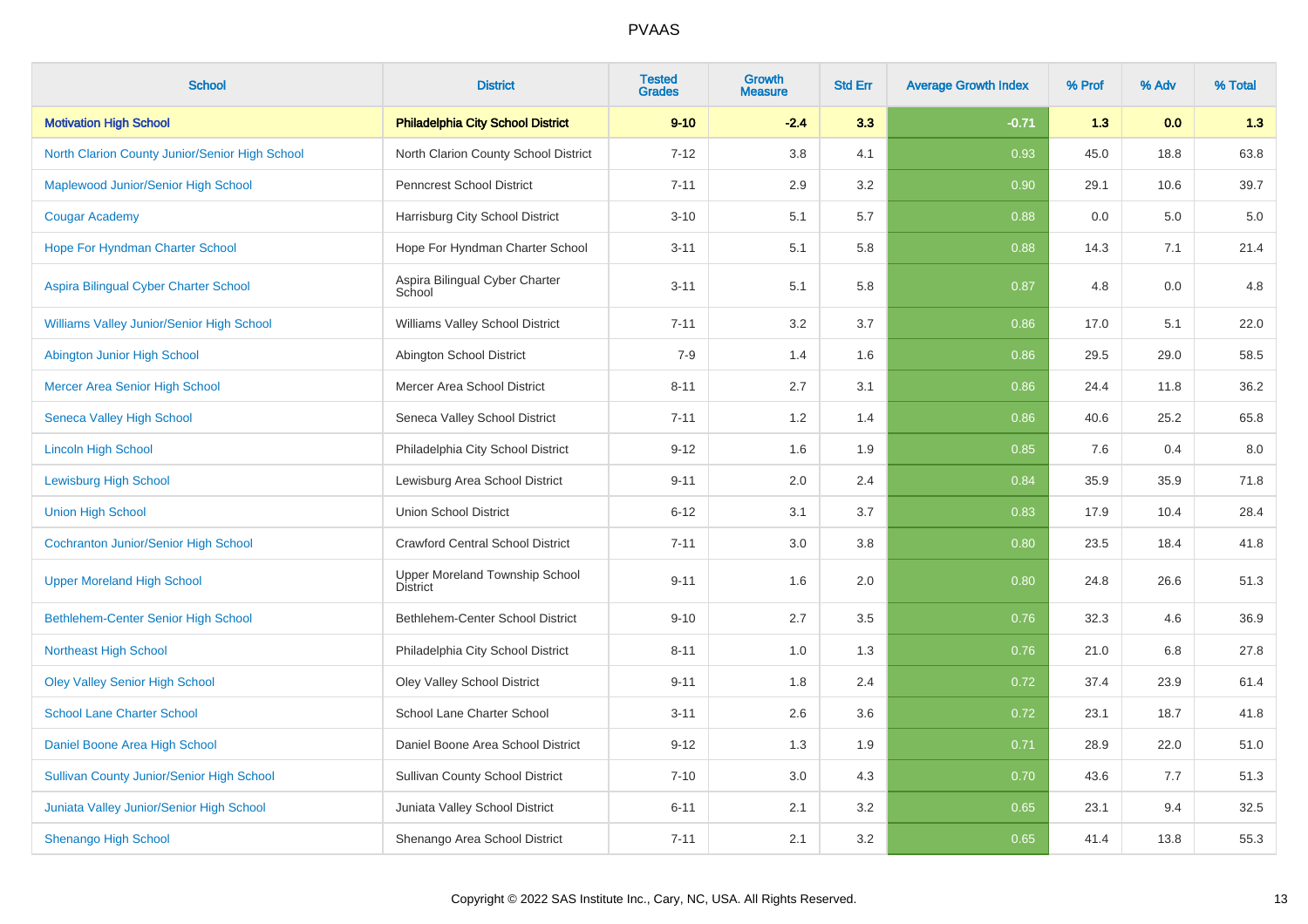# PVAAS

| School | District | Tested Grades | Growth Measure | Std Err | Average Growth Index | % Prof | % Adv | % Total |
|---|---|---|---|---|---|---|---|---|
| **Motivation High School** | **Philadelphia City School District** | **9-10** | **-2.4** | **3.3** | **-0.71** | **1.3** | **0.0** | **1.3** |
| North Clarion County Junior/Senior High School | North Clarion County School District | 7-12 | 3.8 | 4.1 | 0.93 | 45.0 | 18.8 | 63.8 |
| Maplewood Junior/Senior High School | Penncrest School District | 7-11 | 2.9 | 3.2 | 0.90 | 29.1 | 10.6 | 39.7 |
| Cougar Academy | Harrisburg City School District | 3-10 | 5.1 | 5.7 | 0.88 | 0.0 | 5.0 | 5.0 |
| Hope For Hyndman Charter School | Hope For Hyndman Charter School | 3-11 | 5.1 | 5.8 | 0.88 | 14.3 | 7.1 | 21.4 |
| Aspira Bilingual Cyber Charter School | Aspira Bilingual Cyber Charter School | 3-11 | 5.1 | 5.8 | 0.87 | 4.8 | 0.0 | 4.8 |
| Williams Valley Junior/Senior High School | Williams Valley School District | 7-11 | 3.2 | 3.7 | 0.86 | 17.0 | 5.1 | 22.0 |
| Abington Junior High School | Abington School District | 7-9 | 1.4 | 1.6 | 0.86 | 29.5 | 29.0 | 58.5 |
| Mercer Area Senior High School | Mercer Area School District | 8-11 | 2.7 | 3.1 | 0.86 | 24.4 | 11.8 | 36.2 |
| Seneca Valley High School | Seneca Valley School District | 7-11 | 1.2 | 1.4 | 0.86 | 40.6 | 25.2 | 65.8 |
| Lincoln High School | Philadelphia City School District | 9-12 | 1.6 | 1.9 | 0.85 | 7.6 | 0.4 | 8.0 |
| Lewisburg High School | Lewisburg Area School District | 9-11 | 2.0 | 2.4 | 0.84 | 35.9 | 35.9 | 71.8 |
| Union High School | Union School District | 6-12 | 3.1 | 3.7 | 0.83 | 17.9 | 10.4 | 28.4 |
| Cochranton Junior/Senior High School | Crawford Central School District | 7-11 | 3.0 | 3.8 | 0.80 | 23.5 | 18.4 | 41.8 |
| Upper Moreland High School | Upper Moreland Township School District | 9-11 | 1.6 | 2.0 | 0.80 | 24.8 | 26.6 | 51.3 |
| Bethlehem-Center Senior High School | Bethlehem-Center School District | 9-10 | 2.7 | 3.5 | 0.76 | 32.3 | 4.6 | 36.9 |
| Northeast High School | Philadelphia City School District | 8-11 | 1.0 | 1.3 | 0.76 | 21.0 | 6.8 | 27.8 |
| Oley Valley Senior High School | Oley Valley School District | 9-11 | 1.8 | 2.4 | 0.72 | 37.4 | 23.9 | 61.4 |
| School Lane Charter School | School Lane Charter School | 3-11 | 2.6 | 3.6 | 0.72 | 23.1 | 18.7 | 41.8 |
| Daniel Boone Area High School | Daniel Boone Area School District | 9-12 | 1.3 | 1.9 | 0.71 | 28.9 | 22.0 | 51.0 |
| Sullivan County Junior/Senior High School | Sullivan County School District | 7-10 | 3.0 | 4.3 | 0.70 | 43.6 | 7.7 | 51.3 |
| Juniata Valley Junior/Senior High School | Juniata Valley School District | 6-11 | 2.1 | 3.2 | 0.65 | 23.1 | 9.4 | 32.5 |
| Shenango High School | Shenango Area School District | 7-11 | 2.1 | 3.2 | 0.65 | 41.4 | 13.8 | 55.3 |

Copyright © 2022 SAS Institute Inc., Cary, NC, USA. All Rights Reserved.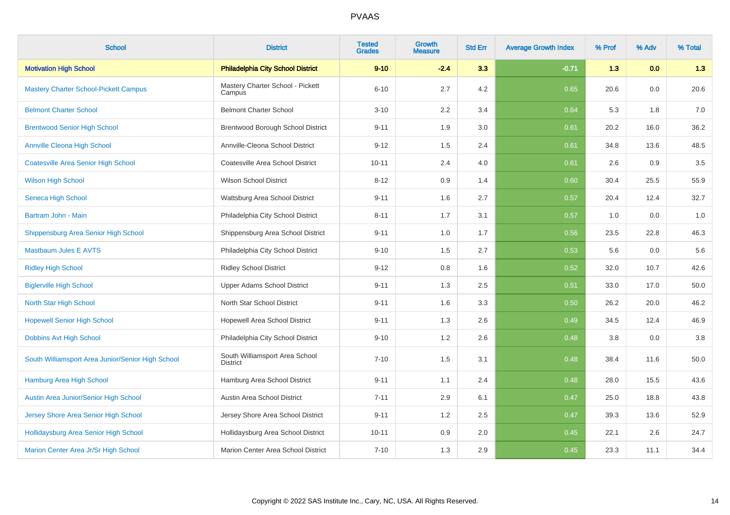# PVAAS

| School | District | Tested Grades | Growth Measure | Std Err | Average Growth Index | % Prof | % Adv | % Total |
|---|---|---|---|---|---|---|---|---|
| **Motivation High School** | **Philadelphia City School District** | **9-10** | **-2.4** | **3.3** | **-0.71** | **1.3** | **0.0** | **1.3** |
| Mastery Charter School-Pickett Campus | Mastery Charter School - Pickett Campus | 6-10 | 2.7 | 4.2 | 0.65 | 20.6 | 0.0 | 20.6 |
| Belmont Charter School | Belmont Charter School | 3-10 | 2.2 | 3.4 | 0.64 | 5.3 | 1.8 | 7.0 |
| Brentwood Senior High School | Brentwood Borough School District | 9-11 | 1.9 | 3.0 | 0.61 | 20.2 | 16.0 | 36.2 |
| Annville Cleona High School | Annville-Cleona School District | 9-12 | 1.5 | 2.4 | 0.61 | 34.8 | 13.6 | 48.5 |
| Coatesville Area Senior High School | Coatesville Area School District | 10-11 | 2.4 | 4.0 | 0.61 | 2.6 | 0.9 | 3.5 |
| Wilson High School | Wilson School District | 8-12 | 0.9 | 1.4 | 0.60 | 30.4 | 25.5 | 55.9 |
| Seneca High School | Wattsburg Area School District | 9-11 | 1.6 | 2.7 | 0.57 | 20.4 | 12.4 | 32.7 |
| Bartram John - Main | Philadelphia City School District | 8-11 | 1.7 | 3.1 | 0.57 | 1.0 | 0.0 | 1.0 |
| Shippensburg Area Senior High School | Shippensburg Area School District | 9-11 | 1.0 | 1.7 | 0.56 | 23.5 | 22.8 | 46.3 |
| Mastbaum Jules E AVTS | Philadelphia City School District | 9-10 | 1.5 | 2.7 | 0.53 | 5.6 | 0.0 | 5.6 |
| Ridley High School | Ridley School District | 9-12 | 0.8 | 1.6 | 0.52 | 32.0 | 10.7 | 42.6 |
| Biglerville High School | Upper Adams School District | 9-11 | 1.3 | 2.5 | 0.51 | 33.0 | 17.0 | 50.0 |
| North Star High School | North Star School District | 9-11 | 1.6 | 3.3 | 0.50 | 26.2 | 20.0 | 46.2 |
| Hopewell Senior High School | Hopewell Area School District | 9-11 | 1.3 | 2.6 | 0.49 | 34.5 | 12.4 | 46.9 |
| Dobbins Avt High School | Philadelphia City School District | 9-10 | 1.2 | 2.6 | 0.48 | 3.8 | 0.0 | 3.8 |
| South Williamsport Area Junior/Senior High School | South Williamsport Area School District | 7-10 | 1.5 | 3.1 | 0.48 | 38.4 | 11.6 | 50.0 |
| Hamburg Area High School | Hamburg Area School District | 9-11 | 1.1 | 2.4 | 0.48 | 28.0 | 15.5 | 43.6 |
| Austin Area Junior/Senior High School | Austin Area School District | 7-11 | 2.9 | 6.1 | 0.47 | 25.0 | 18.8 | 43.8 |
| Jersey Shore Area Senior High School | Jersey Shore Area School District | 9-11 | 1.2 | 2.5 | 0.47 | 39.3 | 13.6 | 52.9 |
| Hollidaysburg Area Senior High School | Hollidaysburg Area School District | 10-11 | 0.9 | 2.0 | 0.45 | 22.1 | 2.6 | 24.7 |
| Marion Center Area Jr/Sr High School | Marion Center Area School District | 7-10 | 1.3 | 2.9 | 0.45 | 23.3 | 11.1 | 34.4 |

Copyright © 2022 SAS Institute Inc., Cary, NC, USA. All Rights Reserved.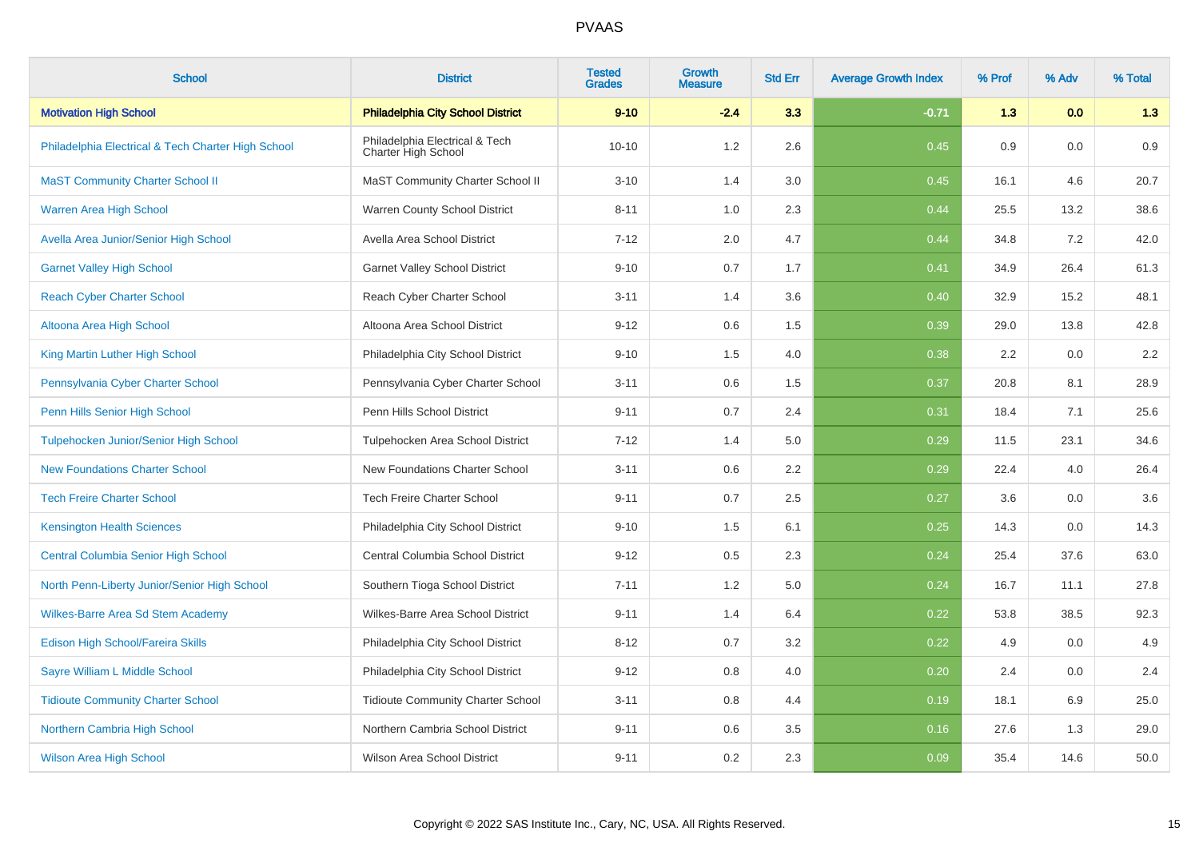# PVAAS

| School | District | Tested Grades | Growth Measure | Std Err | Average Growth Index | % Prof | % Adv | % Total |
|---|---|---|---|---|---|---|---|---|
| **Motivation High School** | **Philadelphia City School District** | **9-10** | **-2.4** | **3.3** | **-0.71** | **1.3** | **0.0** | **1.3** |
| Philadelphia Electrical & Tech Charter High School | Philadelphia Electrical & Tech Charter High School | 10-10 | 1.2 | 2.6 | 0.45 | 0.9 | 0.0 | 0.9 |
| MaST Community Charter School II | MaST Community Charter School II | 3-10 | 1.4 | 3.0 | 0.45 | 16.1 | 4.6 | 20.7 |
| Warren Area High School | Warren County School District | 8-11 | 1.0 | 2.3 | 0.44 | 25.5 | 13.2 | 38.6 |
| Avella Area Junior/Senior High School | Avella Area School District | 7-12 | 2.0 | 4.7 | 0.44 | 34.8 | 7.2 | 42.0 |
| Garnet Valley High School | Garnet Valley School District | 9-10 | 0.7 | 1.7 | 0.41 | 34.9 | 26.4 | 61.3 |
| Reach Cyber Charter School | Reach Cyber Charter School | 3-11 | 1.4 | 3.6 | 0.40 | 32.9 | 15.2 | 48.1 |
| Altoona Area High School | Altoona Area School District | 9-12 | 0.6 | 1.5 | 0.39 | 29.0 | 13.8 | 42.8 |
| King Martin Luther High School | Philadelphia City School District | 9-10 | 1.5 | 4.0 | 0.38 | 2.2 | 0.0 | 2.2 |
| Pennsylvania Cyber Charter School | Pennsylvania Cyber Charter School | 3-11 | 0.6 | 1.5 | 0.37 | 20.8 | 8.1 | 28.9 |
| Penn Hills Senior High School | Penn Hills School District | 9-11 | 0.7 | 2.4 | 0.31 | 18.4 | 7.1 | 25.6 |
| Tulpehocken Junior/Senior High School | Tulpehocken Area School District | 7-12 | 1.4 | 5.0 | 0.29 | 11.5 | 23.1 | 34.6 |
| New Foundations Charter School | New Foundations Charter School | 3-11 | 0.6 | 2.2 | 0.29 | 22.4 | 4.0 | 26.4 |
| Tech Freire Charter School | Tech Freire Charter School | 9-11 | 0.7 | 2.5 | 0.27 | 3.6 | 0.0 | 3.6 |
| Kensington Health Sciences | Philadelphia City School District | 9-10 | 1.5 | 6.1 | 0.25 | 14.3 | 0.0 | 14.3 |
| Central Columbia Senior High School | Central Columbia School District | 9-12 | 0.5 | 2.3 | 0.24 | 25.4 | 37.6 | 63.0 |
| North Penn-Liberty Junior/Senior High School | Southern Tioga School District | 7-11 | 1.2 | 5.0 | 0.24 | 16.7 | 11.1 | 27.8 |
| Wilkes-Barre Area Sd Stem Academy | Wilkes-Barre Area School District | 9-11 | 1.4 | 6.4 | 0.22 | 53.8 | 38.5 | 92.3 |
| Edison High School/Fareira Skills | Philadelphia City School District | 8-12 | 0.7 | 3.2 | 0.22 | 4.9 | 0.0 | 4.9 |
| Sayre William L Middle School | Philadelphia City School District | 9-12 | 0.8 | 4.0 | 0.20 | 2.4 | 0.0 | 2.4 |
| Tidioute Community Charter School | Tidioute Community Charter School | 3-11 | 0.8 | 4.4 | 0.19 | 18.1 | 6.9 | 25.0 |
| Northern Cambria High School | Northern Cambria School District | 9-11 | 0.6 | 3.5 | 0.16 | 27.6 | 1.3 | 29.0 |
| Wilson Area High School | Wilson Area School District | 9-11 | 0.2 | 2.3 | 0.09 | 35.4 | 14.6 | 50.0 |

Copyright © 2022 SAS Institute Inc., Cary, NC, USA. All Rights Reserved.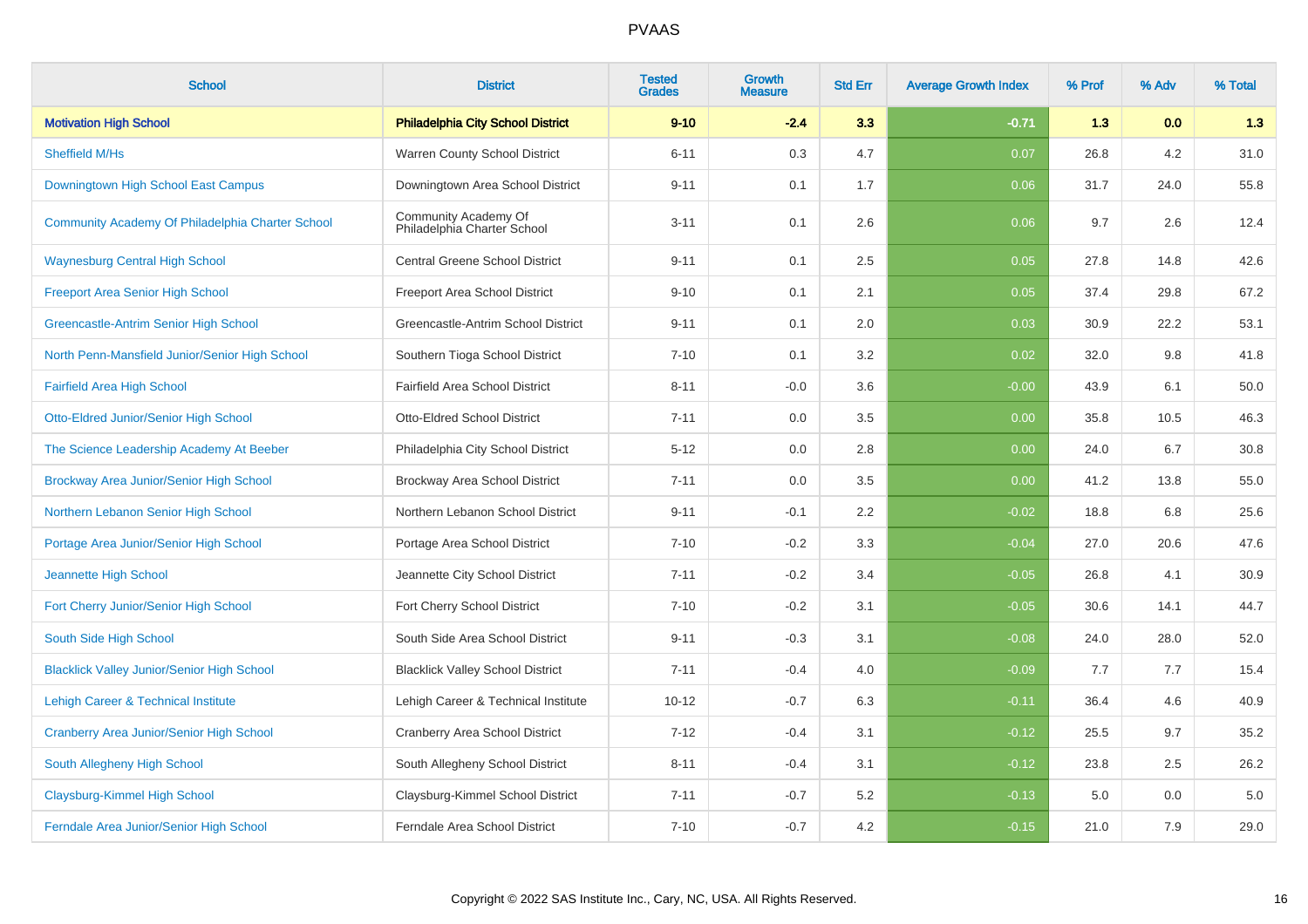| School | District | Tested Grades | Growth Measure | Std Err | Average Growth Index | % Prof | % Adv | % Total |
|---|---|---|---|---|---|---|---|---|
| **Motivation High School** | **Philadelphia City School District** | **9-10** | **-2.4** | **3.3** | **-0.71** | **1.3** | **0.0** | **1.3** |
| Sheffield M/Hs | Warren County School District | 6-11 | 0.3 | 4.7 | 0.07 | 26.8 | 4.2 | 31.0 |
| Downingtown High School East Campus | Downingtown Area School District | 9-11 | 0.1 | 1.7 | 0.06 | 31.7 | 24.0 | 55.8 |
| Community Academy Of Philadelphia Charter School | Community Academy Of Philadelphia Charter School | 3-11 | 0.1 | 2.6 | 0.06 | 9.7 | 2.6 | 12.4 |
| Waynesburg Central High School | Central Greene School District | 9-11 | 0.1 | 2.5 | 0.05 | 27.8 | 14.8 | 42.6 |
| Freeport Area Senior High School | Freeport Area School District | 9-10 | 0.1 | 2.1 | 0.05 | 37.4 | 29.8 | 67.2 |
| Greencastle-Antrim Senior High School | Greencastle-Antrim School District | 9-11 | 0.1 | 2.0 | 0.03 | 30.9 | 22.2 | 53.1 |
| North Penn-Mansfield Junior/Senior High School | Southern Tioga School District | 7-10 | 0.1 | 3.2 | 0.02 | 32.0 | 9.8 | 41.8 |
| Fairfield Area High School | Fairfield Area School District | 8-11 | -0.0 | 3.6 | -0.00 | 43.9 | 6.1 | 50.0 |
| Otto-Eldred Junior/Senior High School | Otto-Eldred School District | 7-11 | 0.0 | 3.5 | 0.00 | 35.8 | 10.5 | 46.3 |
| The Science Leadership Academy At Beeber | Philadelphia City School District | 5-12 | 0.0 | 2.8 | 0.00 | 24.0 | 6.7 | 30.8 |
| Brockway Area Junior/Senior High School | Brockway Area School District | 7-11 | 0.0 | 3.5 | 0.00 | 41.2 | 13.8 | 55.0 |
| Northern Lebanon Senior High School | Northern Lebanon School District | 9-11 | -0.1 | 2.2 | -0.02 | 18.8 | 6.8 | 25.6 |
| Portage Area Junior/Senior High School | Portage Area School District | 7-10 | -0.2 | 3.3 | -0.04 | 27.0 | 20.6 | 47.6 |
| Jeannette High School | Jeannette City School District | 7-11 | -0.2 | 3.4 | -0.05 | 26.8 | 4.1 | 30.9 |
| Fort Cherry Junior/Senior High School | Fort Cherry School District | 7-10 | -0.2 | 3.1 | -0.05 | 30.6 | 14.1 | 44.7 |
| South Side High School | South Side Area School District | 9-11 | -0.3 | 3.1 | -0.08 | 24.0 | 28.0 | 52.0 |
| Blacklick Valley Junior/Senior High School | Blacklick Valley School District | 7-11 | -0.4 | 4.0 | -0.09 | 7.7 | 7.7 | 15.4 |
| Lehigh Career & Technical Institute | Lehigh Career & Technical Institute | 10-12 | -0.7 | 6.3 | -0.11 | 36.4 | 4.6 | 40.9 |
| Cranberry Area Junior/Senior High School | Cranberry Area School District | 7-12 | -0.4 | 3.1 | -0.12 | 25.5 | 9.7 | 35.2 |
| South Allegheny High School | South Allegheny School District | 8-11 | -0.4 | 3.1 | -0.12 | 23.8 | 2.5 | 26.2 |
| Claysburg-Kimmel High School | Claysburg-Kimmel School District | 7-11 | -0.7 | 5.2 | -0.13 | 5.0 | 0.0 | 5.0 |
| Ferndale Area Junior/Senior High School | Ferndale Area School District | 7-10 | -0.7 | 4.2 | -0.15 | 21.0 | 7.9 | 29.0 |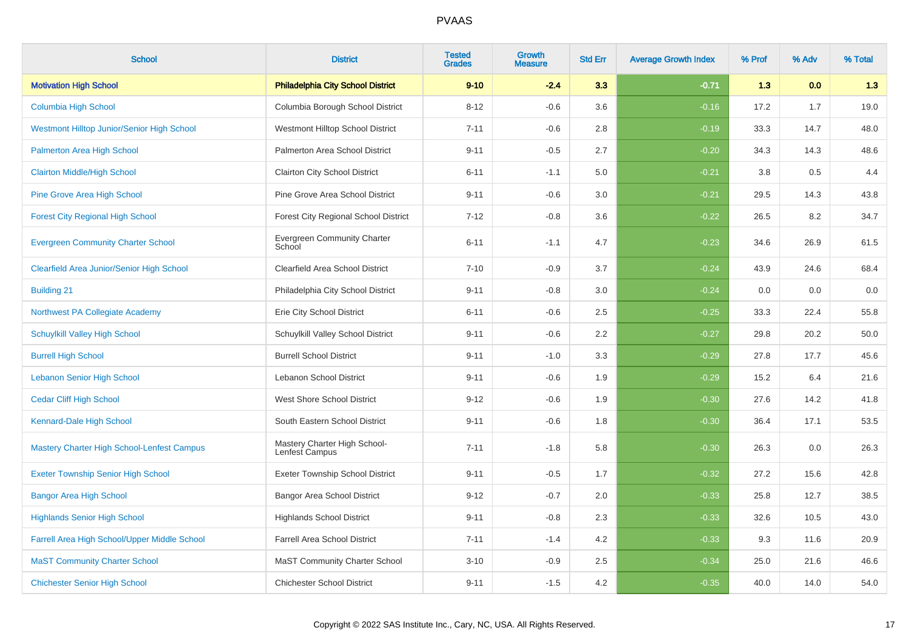# PVAAS

| School | District | Tested Grades | Growth Measure | Std Err | Average Growth Index | % Prof | % Adv | % Total |
|---|---|---|---|---|---|---|---|---|
| **Motivation High School** | **Philadelphia City School District** | **9-10** | **-2.4** | **3.3** | **-0.71** | **1.3** | **0.0** | **1.3** |
| Columbia High School | Columbia Borough School District | 8-12 | -0.6 | 3.6 | -0.16 | 17.2 | 1.7 | 19.0 |
| Westmont Hilltop Junior/Senior High School | Westmont Hilltop School District | 7-11 | -0.6 | 2.8 | -0.19 | 33.3 | 14.7 | 48.0 |
| Palmerton Area High School | Palmerton Area School District | 9-11 | -0.5 | 2.7 | -0.20 | 34.3 | 14.3 | 48.6 |
| Clairton Middle/High School | Clairton City School District | 6-11 | -1.1 | 5.0 | -0.21 | 3.8 | 0.5 | 4.4 |
| Pine Grove Area High School | Pine Grove Area School District | 9-11 | -0.6 | 3.0 | -0.21 | 29.5 | 14.3 | 43.8 |
| Forest City Regional High School | Forest City Regional School District | 7-12 | -0.8 | 3.6 | -0.22 | 26.5 | 8.2 | 34.7 |
| Evergreen Community Charter School | Evergreen Community Charter School | 6-11 | -1.1 | 4.7 | -0.23 | 34.6 | 26.9 | 61.5 |
| Clearfield Area Junior/Senior High School | Clearfield Area School District | 7-10 | -0.9 | 3.7 | -0.24 | 43.9 | 24.6 | 68.4 |
| Building 21 | Philadelphia City School District | 9-11 | -0.8 | 3.0 | -0.24 | 0.0 | 0.0 | 0.0 |
| Northwest PA Collegiate Academy | Erie City School District | 6-11 | -0.6 | 2.5 | -0.25 | 33.3 | 22.4 | 55.8 |
| Schuylkill Valley High School | Schuylkill Valley School District | 9-11 | -0.6 | 2.2 | -0.27 | 29.8 | 20.2 | 50.0 |
| Burrell High School | Burrell School District | 9-11 | -1.0 | 3.3 | -0.29 | 27.8 | 17.7 | 45.6 |
| Lebanon Senior High School | Lebanon School District | 9-11 | -0.6 | 1.9 | -0.29 | 15.2 | 6.4 | 21.6 |
| Cedar Cliff High School | West Shore School District | 9-12 | -0.6 | 1.9 | -0.30 | 27.6 | 14.2 | 41.8 |
| Kennard-Dale High School | South Eastern School District | 9-11 | -0.6 | 1.8 | -0.30 | 36.4 | 17.1 | 53.5 |
| Mastery Charter High School-Lenfest Campus | Mastery Charter High School-Lenfest Campus | 7-11 | -1.8 | 5.8 | -0.30 | 26.3 | 0.0 | 26.3 |
| Exeter Township Senior High School | Exeter Township School District | 9-11 | -0.5 | 1.7 | -0.32 | 27.2 | 15.6 | 42.8 |
| Bangor Area High School | Bangor Area School District | 9-12 | -0.7 | 2.0 | -0.33 | 25.8 | 12.7 | 38.5 |
| Highlands Senior High School | Highlands School District | 9-11 | -0.8 | 2.3 | -0.33 | 32.6 | 10.5 | 43.0 |
| Farrell Area High School/Upper Middle School | Farrell Area School District | 7-11 | -1.4 | 4.2 | -0.33 | 9.3 | 11.6 | 20.9 |
| MaST Community Charter School | MaST Community Charter School | 3-10 | -0.9 | 2.5 | -0.34 | 25.0 | 21.6 | 46.6 |
| Chichester Senior High School | Chichester School District | 9-11 | -1.5 | 4.2 | -0.35 | 40.0 | 14.0 | 54.0 |

Copyright © 2022 SAS Institute Inc., Cary, NC, USA. All Rights Reserved.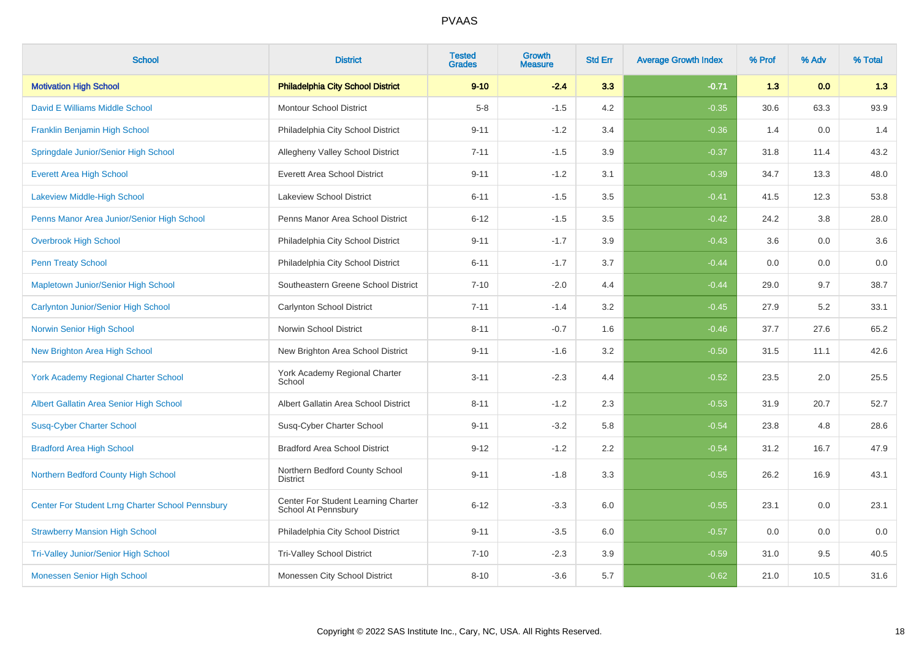# PVAAS

| School | District | Tested Grades | Growth Measure | Std Err | Average Growth Index | % Prof | % Adv | % Total |
|---|---|---|---|---|---|---|---|---|
| **Motivation High School** | **Philadelphia City School District** | **9-10** | **-2.4** | **3.3** | **-0.71** | **1.3** | **0.0** | **1.3** |
| David E Williams Middle School | Montour School District | 5-8 | -1.5 | 4.2 | -0.35 | 30.6 | 63.3 | 93.9 |
| Franklin Benjamin High School | Philadelphia City School District | 9-11 | -1.2 | 3.4 | -0.36 | 1.4 | 0.0 | 1.4 |
| Springdale Junior/Senior High School | Allegheny Valley School District | 7-11 | -1.5 | 3.9 | -0.37 | 31.8 | 11.4 | 43.2 |
| Everett Area High School | Everett Area School District | 9-11 | -1.2 | 3.1 | -0.39 | 34.7 | 13.3 | 48.0 |
| Lakeview Middle-High School | Lakeview School District | 6-11 | -1.5 | 3.5 | -0.41 | 41.5 | 12.3 | 53.8 |
| Penns Manor Area Junior/Senior High School | Penns Manor Area School District | 6-12 | -1.5 | 3.5 | -0.42 | 24.2 | 3.8 | 28.0 |
| Overbrook High School | Philadelphia City School District | 9-11 | -1.7 | 3.9 | -0.43 | 3.6 | 0.0 | 3.6 |
| Penn Treaty School | Philadelphia City School District | 6-11 | -1.7 | 3.7 | -0.44 | 0.0 | 0.0 | 0.0 |
| Mapletown Junior/Senior High School | Southeastern Greene School District | 7-10 | -2.0 | 4.4 | -0.44 | 29.0 | 9.7 | 38.7 |
| Carlynton Junior/Senior High School | Carlynton School District | 7-11 | -1.4 | 3.2 | -0.45 | 27.9 | 5.2 | 33.1 |
| Norwin Senior High School | Norwin School District | 8-11 | -0.7 | 1.6 | -0.46 | 37.7 | 27.6 | 65.2 |
| New Brighton Area High School | New Brighton Area School District | 9-11 | -1.6 | 3.2 | -0.50 | 31.5 | 11.1 | 42.6 |
| York Academy Regional Charter School | York Academy Regional Charter School | 3-11 | -2.3 | 4.4 | -0.52 | 23.5 | 2.0 | 25.5 |
| Albert Gallatin Area Senior High School | Albert Gallatin Area School District | 8-11 | -1.2 | 2.3 | -0.53 | 31.9 | 20.7 | 52.7 |
| Susq-Cyber Charter School | Susq-Cyber Charter School | 9-11 | -3.2 | 5.8 | -0.54 | 23.8 | 4.8 | 28.6 |
| Bradford Area High School | Bradford Area School District | 9-12 | -1.2 | 2.2 | -0.54 | 31.2 | 16.7 | 47.9 |
| Northern Bedford County High School | Northern Bedford County School District | 9-11 | -1.8 | 3.3 | -0.55 | 26.2 | 16.9 | 43.1 |
| Center For Student Lrng Charter School Pennsbury | Center For Student Learning Charter School At Pennsbury | 6-12 | -3.3 | 6.0 | -0.55 | 23.1 | 0.0 | 23.1 |
| Strawberry Mansion High School | Philadelphia City School District | 9-11 | -3.5 | 6.0 | -0.57 | 0.0 | 0.0 | 0.0 |
| Tri-Valley Junior/Senior High School | Tri-Valley School District | 7-10 | -2.3 | 3.9 | -0.59 | 31.0 | 9.5 | 40.5 |
| Monessen Senior High School | Monessen City School District | 8-10 | -3.6 | 5.7 | -0.62 | 21.0 | 10.5 | 31.6 |

Copyright © 2022 SAS Institute Inc., Cary, NC, USA. All Rights Reserved.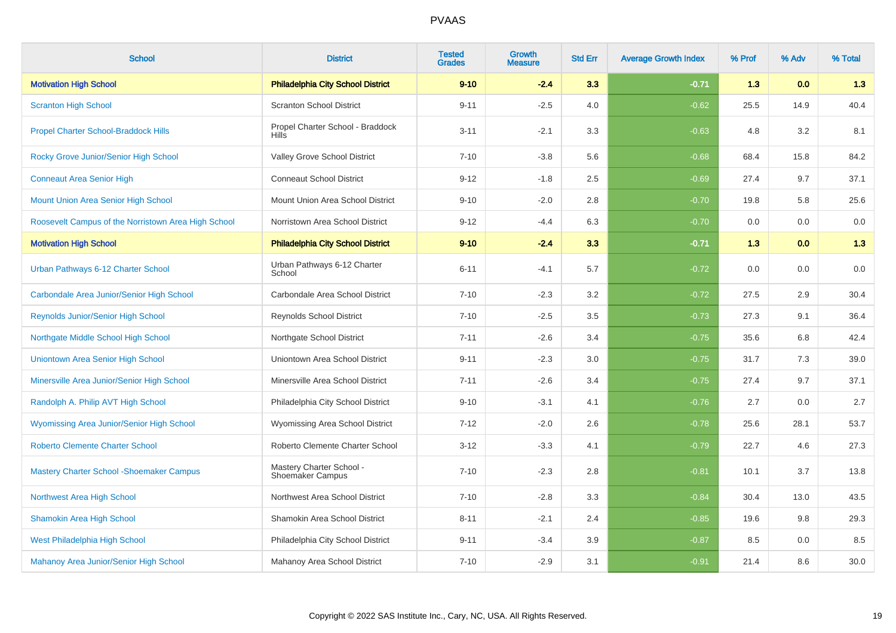| School | District | Tested Grades | Growth Measure | Std Err | Average Growth Index | % Prof | % Adv | % Total |
|---|---|---|---|---|---|---|---|---|
| **Motivation High School** | **Philadelphia City School District** | **9-10** | **-2.4** | **3.3** | **-0.71** | **1.3** | **0.0** | **1.3** |
| Scranton High School | Scranton School District | 9-11 | -2.5 | 4.0 | -0.62 | 25.5 | 14.9 | 40.4 |
| Propel Charter School-Braddock Hills | Propel Charter School - Braddock Hills | 3-11 | -2.1 | 3.3 | -0.63 | 4.8 | 3.2 | 8.1 |
| Rocky Grove Junior/Senior High School | Valley Grove School District | 7-10 | -3.8 | 5.6 | -0.68 | 68.4 | 15.8 | 84.2 |
| Conneaut Area Senior High | Conneaut School District | 9-12 | -1.8 | 2.5 | -0.69 | 27.4 | 9.7 | 37.1 |
| Mount Union Area Senior High School | Mount Union Area School District | 9-10 | -2.0 | 2.8 | -0.70 | 19.8 | 5.8 | 25.6 |
| Roosevelt Campus of the Norristown Area High School | Norristown Area School District | 9-12 | -4.4 | 6.3 | -0.70 | 0.0 | 0.0 | 0.0 |
| **Motivation High School** | **Philadelphia City School District** | **9-10** | **-2.4** | **3.3** | **-0.71** | **1.3** | **0.0** | **1.3** |
| Urban Pathways 6-12 Charter School | Urban Pathways 6-12 Charter School | 6-11 | -4.1 | 5.7 | -0.72 | 0.0 | 0.0 | 0.0 |
| Carbondale Area Junior/Senior High School | Carbondale Area School District | 7-10 | -2.3 | 3.2 | -0.72 | 27.5 | 2.9 | 30.4 |
| Reynolds Junior/Senior High School | Reynolds School District | 7-10 | -2.5 | 3.5 | -0.73 | 27.3 | 9.1 | 36.4 |
| Northgate Middle School High School | Northgate School District | 7-11 | -2.6 | 3.4 | -0.75 | 35.6 | 6.8 | 42.4 |
| Uniontown Area Senior High School | Uniontown Area School District | 9-11 | -2.3 | 3.0 | -0.75 | 31.7 | 7.3 | 39.0 |
| Minersville Area Junior/Senior High School | Minersville Area School District | 7-11 | -2.6 | 3.4 | -0.75 | 27.4 | 9.7 | 37.1 |
| Randolph A. Philip AVT High School | Philadelphia City School District | 9-10 | -3.1 | 4.1 | -0.76 | 2.7 | 0.0 | 2.7 |
| Wyomissing Area Junior/Senior High School | Wyomissing Area School District | 7-12 | -2.0 | 2.6 | -0.78 | 25.6 | 28.1 | 53.7 |
| Roberto Clemente Charter School | Roberto Clemente Charter School | 3-12 | -3.3 | 4.1 | -0.79 | 22.7 | 4.6 | 27.3 |
| Mastery Charter School -Shoemaker Campus | Mastery Charter School - Shoemaker Campus | 7-10 | -2.3 | 2.8 | -0.81 | 10.1 | 3.7 | 13.8 |
| Northwest Area High School | Northwest Area School District | 7-10 | -2.8 | 3.3 | -0.84 | 30.4 | 13.0 | 43.5 |
| Shamokin Area High School | Shamokin Area School District | 8-11 | -2.1 | 2.4 | -0.85 | 19.6 | 9.8 | 29.3 |
| West Philadelphia High School | Philadelphia City School District | 9-11 | -3.4 | 3.9 | -0.87 | 8.5 | 0.0 | 8.5 |
| Mahanoy Area Junior/Senior High School | Mahanoy Area School District | 7-10 | -2.9 | 3.1 | -0.91 | 21.4 | 8.6 | 30.0 |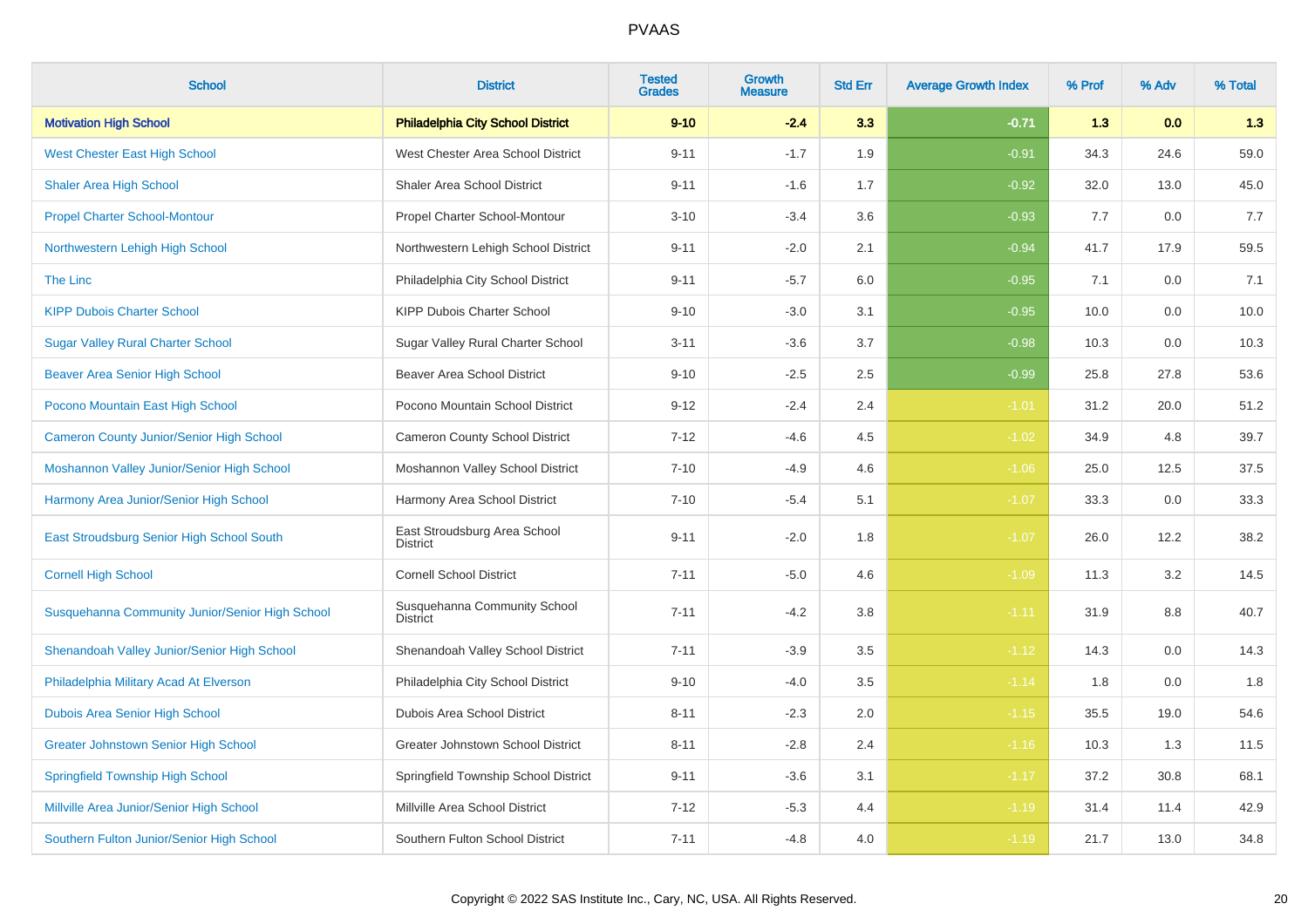| School | District | Tested Grades | Growth Measure | Std Err | Average Growth Index | % Prof | % Adv | % Total |
|---|---|---|---|---|---|---|---|---|
| **Motivation High School** | **Philadelphia City School District** | **9-10** | **-2.4** | **3.3** | **-0.71** | **1.3** | **0.0** | **1.3** |
| West Chester East High School | West Chester Area School District | 9-11 | -1.7 | 1.9 | -0.91 | 34.3 | 24.6 | 59.0 |
| Shaler Area High School | Shaler Area School District | 9-11 | -1.6 | 1.7 | -0.92 | 32.0 | 13.0 | 45.0 |
| Propel Charter School-Montour | Propel Charter School-Montour | 3-10 | -3.4 | 3.6 | -0.93 | 7.7 | 0.0 | 7.7 |
| Northwestern Lehigh High School | Northwestern Lehigh School District | 9-11 | -2.0 | 2.1 | -0.94 | 41.7 | 17.9 | 59.5 |
| The Linc | Philadelphia City School District | 9-11 | -5.7 | 6.0 | -0.95 | 7.1 | 0.0 | 7.1 |
| KIPP Dubois Charter School | KIPP Dubois Charter School | 9-10 | -3.0 | 3.1 | -0.95 | 10.0 | 0.0 | 10.0 |
| Sugar Valley Rural Charter School | Sugar Valley Rural Charter School | 3-11 | -3.6 | 3.7 | -0.98 | 10.3 | 0.0 | 10.3 |
| Beaver Area Senior High School | Beaver Area School District | 9-10 | -2.5 | 2.5 | -0.99 | 25.8 | 27.8 | 53.6 |
| Pocono Mountain East High School | Pocono Mountain School District | 9-12 | -2.4 | 2.4 | -1.01 | 31.2 | 20.0 | 51.2 |
| Cameron County Junior/Senior High School | Cameron County School District | 7-12 | -4.6 | 4.5 | -1.02 | 34.9 | 4.8 | 39.7 |
| Moshannon Valley Junior/Senior High School | Moshannon Valley School District | 7-10 | -4.9 | 4.6 | -1.06 | 25.0 | 12.5 | 37.5 |
| Harmony Area Junior/Senior High School | Harmony Area School District | 7-10 | -5.4 | 5.1 | -1.07 | 33.3 | 0.0 | 33.3 |
| East Stroudsburg Senior High School South | East Stroudsburg Area School District | 9-11 | -2.0 | 1.8 | -1.07 | 26.0 | 12.2 | 38.2 |
| Cornell High School | Cornell School District | 7-11 | -5.0 | 4.6 | -1.09 | 11.3 | 3.2 | 14.5 |
| Susquehanna Community Junior/Senior High School | Susquehanna Community School District | 7-11 | -4.2 | 3.8 | -1.11 | 31.9 | 8.8 | 40.7 |
| Shenandoah Valley Junior/Senior High School | Shenandoah Valley School District | 7-11 | -3.9 | 3.5 | -1.12 | 14.3 | 0.0 | 14.3 |
| Philadelphia Military Acad At Elverson | Philadelphia City School District | 9-10 | -4.0 | 3.5 | -1.14 | 1.8 | 0.0 | 1.8 |
| Dubois Area Senior High School | Dubois Area School District | 8-11 | -2.3 | 2.0 | -1.15 | 35.5 | 19.0 | 54.6 |
| Greater Johnstown Senior High School | Greater Johnstown School District | 8-11 | -2.8 | 2.4 | -1.16 | 10.3 | 1.3 | 11.5 |
| Springfield Township High School | Springfield Township School District | 9-11 | -3.6 | 3.1 | -1.17 | 37.2 | 30.8 | 68.1 |
| Millville Area Junior/Senior High School | Millville Area School District | 7-12 | -5.3 | 4.4 | -1.19 | 31.4 | 11.4 | 42.9 |
| Southern Fulton Junior/Senior High School | Southern Fulton School District | 7-11 | -4.8 | 4.0 | -1.19 | 21.7 | 13.0 | 34.8 |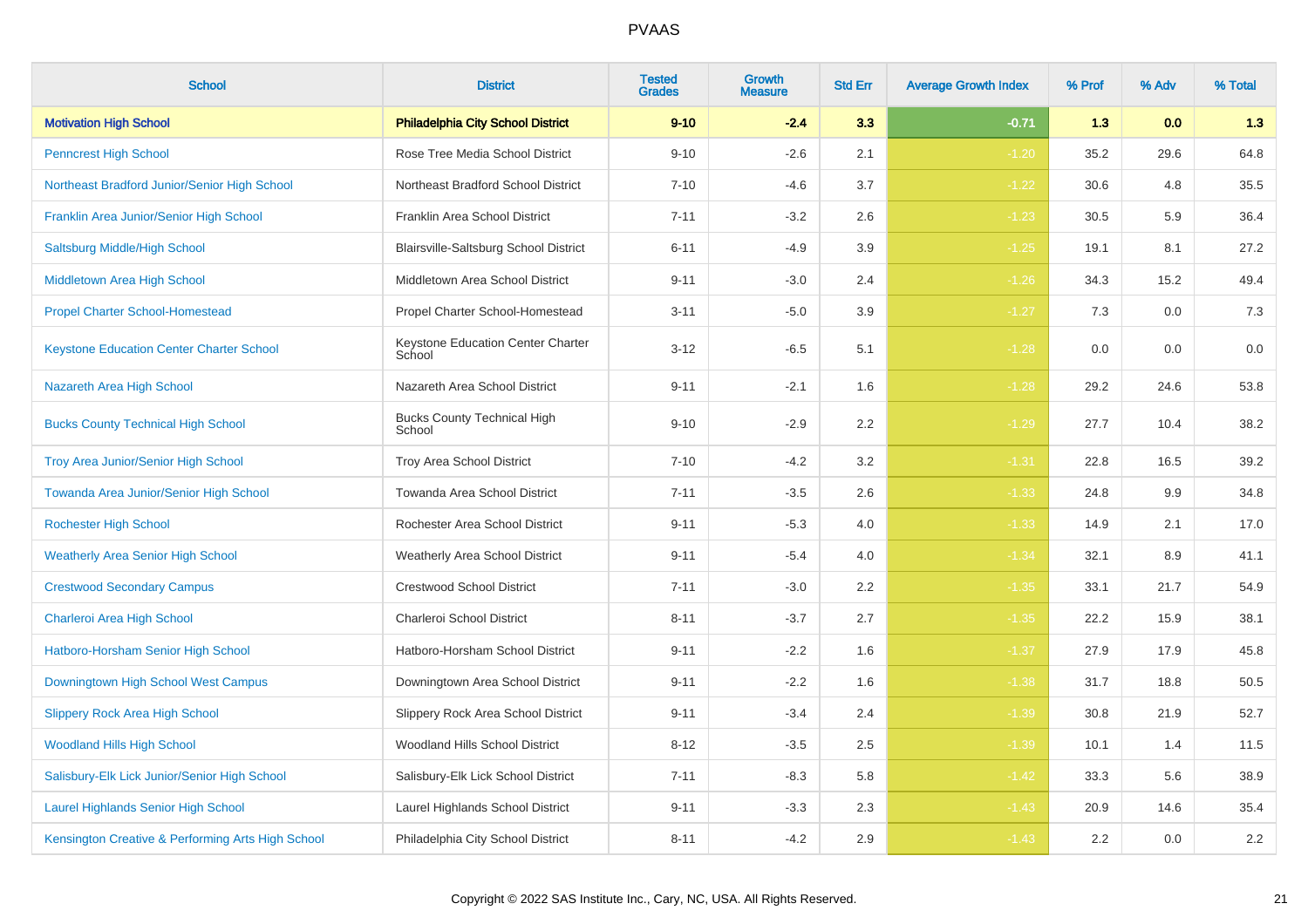| School | District | Tested Grades | Growth Measure | Std Err | Average Growth Index | % Prof | % Adv | % Total |
|---|---|---|---|---|---|---|---|---|
| **Motivation High School** | **Philadelphia City School District** | **9-10** | **-2.4** | **3.3** | **-0.71** | **1.3** | **0.0** | **1.3** |
| Penncrest High School | Rose Tree Media School District | 9-10 | -2.6 | 2.1 | -1.20 | 35.2 | 29.6 | 64.8 |
| Northeast Bradford Junior/Senior High School | Northeast Bradford School District | 7-10 | -4.6 | 3.7 | -1.22 | 30.6 | 4.8 | 35.5 |
| Franklin Area Junior/Senior High School | Franklin Area School District | 7-11 | -3.2 | 2.6 | -1.23 | 30.5 | 5.9 | 36.4 |
| Saltsburg Middle/High School | Blairsville-Saltsburg School District | 6-11 | -4.9 | 3.9 | -1.25 | 19.1 | 8.1 | 27.2 |
| Middletown Area High School | Middletown Area School District | 9-11 | -3.0 | 2.4 | -1.26 | 34.3 | 15.2 | 49.4 |
| Propel Charter School-Homestead | Propel Charter School-Homestead | 3-11 | -5.0 | 3.9 | -1.27 | 7.3 | 0.0 | 7.3 |
| Keystone Education Center Charter School | Keystone Education Center Charter School | 3-12 | -6.5 | 5.1 | -1.28 | 0.0 | 0.0 | 0.0 |
| Nazareth Area High School | Nazareth Area School District | 9-11 | -2.1 | 1.6 | -1.28 | 29.2 | 24.6 | 53.8 |
| Bucks County Technical High School | Bucks County Technical High School | 9-10 | -2.9 | 2.2 | -1.29 | 27.7 | 10.4 | 38.2 |
| Troy Area Junior/Senior High School | Troy Area School District | 7-10 | -4.2 | 3.2 | -1.31 | 22.8 | 16.5 | 39.2 |
| Towanda Area Junior/Senior High School | Towanda Area School District | 7-11 | -3.5 | 2.6 | -1.33 | 24.8 | 9.9 | 34.8 |
| Rochester High School | Rochester Area School District | 9-11 | -5.3 | 4.0 | -1.33 | 14.9 | 2.1 | 17.0 |
| Weatherly Area Senior High School | Weatherly Area School District | 9-11 | -5.4 | 4.0 | -1.34 | 32.1 | 8.9 | 41.1 |
| Crestwood Secondary Campus | Crestwood School District | 7-11 | -3.0 | 2.2 | -1.35 | 33.1 | 21.7 | 54.9 |
| Charleroi Area High School | Charleroi School District | 8-11 | -3.7 | 2.7 | -1.35 | 22.2 | 15.9 | 38.1 |
| Hatboro-Horsham Senior High School | Hatboro-Horsham School District | 9-11 | -2.2 | 1.6 | -1.37 | 27.9 | 17.9 | 45.8 |
| Downingtown High School West Campus | Downingtown Area School District | 9-11 | -2.2 | 1.6 | -1.38 | 31.7 | 18.8 | 50.5 |
| Slippery Rock Area High School | Slippery Rock Area School District | 9-11 | -3.4 | 2.4 | -1.39 | 30.8 | 21.9 | 52.7 |
| Woodland Hills High School | Woodland Hills School District | 8-12 | -3.5 | 2.5 | -1.39 | 10.1 | 1.4 | 11.5 |
| Salisbury-Elk Lick Junior/Senior High School | Salisbury-Elk Lick School District | 7-11 | -8.3 | 5.8 | -1.42 | 33.3 | 5.6 | 38.9 |
| Laurel Highlands Senior High School | Laurel Highlands School District | 9-11 | -3.3 | 2.3 | -1.43 | 20.9 | 14.6 | 35.4 |
| Kensington Creative & Performing Arts High School | Philadelphia City School District | 8-11 | -4.2 | 2.9 | -1.43 | 2.2 | 0.0 | 2.2 |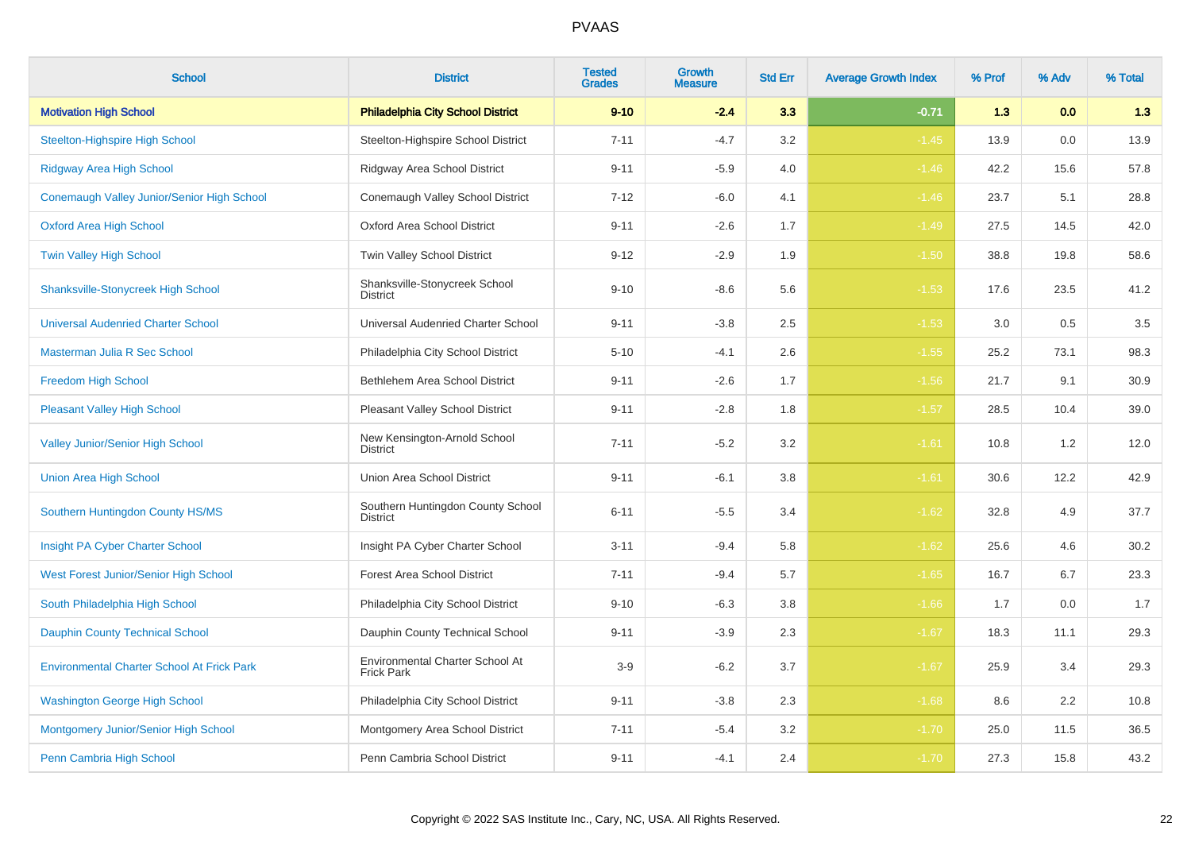PVAAS

| School | District | Tested Grades | Growth Measure | Std Err | Average Growth Index | % Prof | % Adv | % Total |
|---|---|---|---|---|---|---|---|---|
| **Motivation High School** | **Philadelphia City School District** | **9-10** | **-2.4** | **3.3** | **-0.71** | **1.3** | **0.0** | **1.3** |
| Steelton-Highspire High School | Steelton-Highspire School District | 7-11 | -4.7 | 3.2 | -1.45 | 13.9 | 0.0 | 13.9 |
| Ridgway Area High School | Ridgway Area School District | 9-11 | -5.9 | 4.0 | -1.46 | 42.2 | 15.6 | 57.8 |
| Conemaugh Valley Junior/Senior High School | Conemaugh Valley School District | 7-12 | -6.0 | 4.1 | -1.46 | 23.7 | 5.1 | 28.8 |
| Oxford Area High School | Oxford Area School District | 9-11 | -2.6 | 1.7 | -1.49 | 27.5 | 14.5 | 42.0 |
| Twin Valley High School | Twin Valley School District | 9-12 | -2.9 | 1.9 | -1.50 | 38.8 | 19.8 | 58.6 |
| Shanksville-Stonycreek High School | Shanksville-Stonycreek School District | 9-10 | -8.6 | 5.6 | -1.53 | 17.6 | 23.5 | 41.2 |
| Universal Audenried Charter School | Universal Audenried Charter School | 9-11 | -3.8 | 2.5 | -1.53 | 3.0 | 0.5 | 3.5 |
| Masterman Julia R Sec School | Philadelphia City School District | 5-10 | -4.1 | 2.6 | -1.55 | 25.2 | 73.1 | 98.3 |
| Freedom High School | Bethlehem Area School District | 9-11 | -2.6 | 1.7 | -1.56 | 21.7 | 9.1 | 30.9 |
| Pleasant Valley High School | Pleasant Valley School District | 9-11 | -2.8 | 1.8 | -1.57 | 28.5 | 10.4 | 39.0 |
| Valley Junior/Senior High School | New Kensington-Arnold School District | 7-11 | -5.2 | 3.2 | -1.61 | 10.8 | 1.2 | 12.0 |
| Union Area High School | Union Area School District | 9-11 | -6.1 | 3.8 | -1.61 | 30.6 | 12.2 | 42.9 |
| Southern Huntingdon County HS/MS | Southern Huntingdon County School District | 6-11 | -5.5 | 3.4 | -1.62 | 32.8 | 4.9 | 37.7 |
| Insight PA Cyber Charter School | Insight PA Cyber Charter School | 3-11 | -9.4 | 5.8 | -1.62 | 25.6 | 4.6 | 30.2 |
| West Forest Junior/Senior High School | Forest Area School District | 7-11 | -9.4 | 5.7 | -1.65 | 16.7 | 6.7 | 23.3 |
| South Philadelphia High School | Philadelphia City School District | 9-10 | -6.3 | 3.8 | -1.66 | 1.7 | 0.0 | 1.7 |
| Dauphin County Technical School | Dauphin County Technical School | 9-11 | -3.9 | 2.3 | -1.67 | 18.3 | 11.1 | 29.3 |
| Environmental Charter School At Frick Park | Environmental Charter School At Frick Park | 3-9 | -6.2 | 3.7 | -1.67 | 25.9 | 3.4 | 29.3 |
| Washington George High School | Philadelphia City School District | 9-11 | -3.8 | 2.3 | -1.68 | 8.6 | 2.2 | 10.8 |
| Montgomery Junior/Senior High School | Montgomery Area School District | 7-11 | -5.4 | 3.2 | -1.70 | 25.0 | 11.5 | 36.5 |
| Penn Cambria High School | Penn Cambria School District | 9-11 | -4.1 | 2.4 | -1.70 | 27.3 | 15.8 | 43.2 |

Copyright © 2022 SAS Institute Inc., Cary, NC, USA. All Rights Reserved.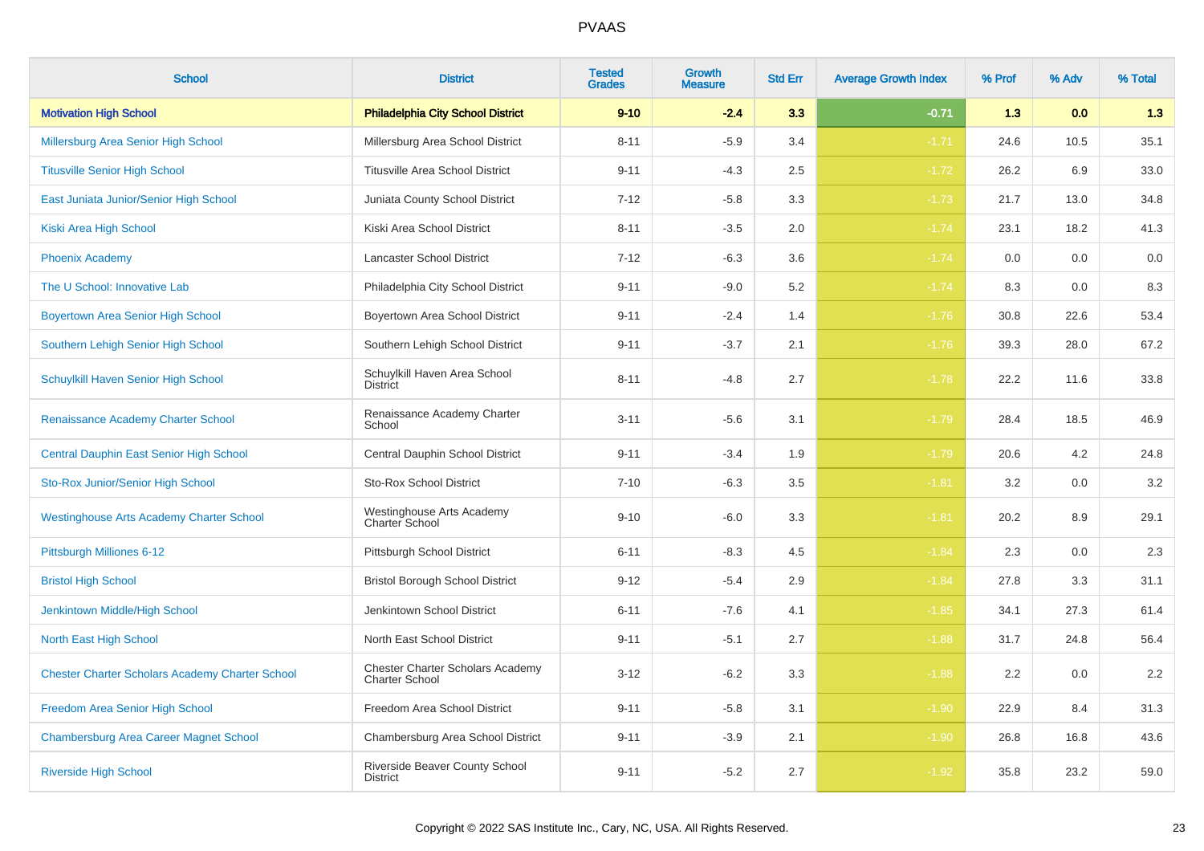# PVAAS

| School | District | Tested Grades | Growth Measure | Std Err | Average Growth Index | % Prof | % Adv | % Total |
|---|---|---|---|---|---|---|---|---|
| **Motivation High School** | **Philadelphia City School District** | **9-10** | **-2.4** | **3.3** | **-0.71** | **1.3** | **0.0** | **1.3** |
| Millersburg Area Senior High School | Millersburg Area School District | 8-11 | -5.9 | 3.4 | -1.71 | 24.6 | 10.5 | 35.1 |
| Titusville Senior High School | Titusville Area School District | 9-11 | -4.3 | 2.5 | -1.72 | 26.2 | 6.9 | 33.0 |
| East Juniata Junior/Senior High School | Juniata County School District | 7-12 | -5.8 | 3.3 | -1.73 | 21.7 | 13.0 | 34.8 |
| Kiski Area High School | Kiski Area School District | 8-11 | -3.5 | 2.0 | -1.74 | 23.1 | 18.2 | 41.3 |
| Phoenix Academy | Lancaster School District | 7-12 | -6.3 | 3.6 | -1.74 | 0.0 | 0.0 | 0.0 |
| The U School: Innovative Lab | Philadelphia City School District | 9-11 | -9.0 | 5.2 | -1.74 | 8.3 | 0.0 | 8.3 |
| Boyertown Area Senior High School | Boyertown Area School District | 9-11 | -2.4 | 1.4 | -1.76 | 30.8 | 22.6 | 53.4 |
| Southern Lehigh Senior High School | Southern Lehigh School District | 9-11 | -3.7 | 2.1 | -1.76 | 39.3 | 28.0 | 67.2 |
| Schuylkill Haven Senior High School | Schuylkill Haven Area School District | 8-11 | -4.8 | 2.7 | -1.78 | 22.2 | 11.6 | 33.8 |
| Renaissance Academy Charter School | Renaissance Academy Charter School | 3-11 | -5.6 | 3.1 | -1.79 | 28.4 | 18.5 | 46.9 |
| Central Dauphin East Senior High School | Central Dauphin School District | 9-11 | -3.4 | 1.9 | -1.79 | 20.6 | 4.2 | 24.8 |
| Sto-Rox Junior/Senior High School | Sto-Rox School District | 7-10 | -6.3 | 3.5 | -1.81 | 3.2 | 0.0 | 3.2 |
| Westinghouse Arts Academy Charter School | Westinghouse Arts Academy Charter School | 9-10 | -6.0 | 3.3 | -1.81 | 20.2 | 8.9 | 29.1 |
| Pittsburgh Milliones 6-12 | Pittsburgh School District | 6-11 | -8.3 | 4.5 | -1.84 | 2.3 | 0.0 | 2.3 |
| Bristol High School | Bristol Borough School District | 9-12 | -5.4 | 2.9 | -1.84 | 27.8 | 3.3 | 31.1 |
| Jenkintown Middle/High School | Jenkintown School District | 6-11 | -7.6 | 4.1 | -1.85 | 34.1 | 27.3 | 61.4 |
| North East High School | North East School District | 9-11 | -5.1 | 2.7 | -1.88 | 31.7 | 24.8 | 56.4 |
| Chester Charter Scholars Academy Charter School | Chester Charter Scholars Academy Charter School | 3-12 | -6.2 | 3.3 | -1.88 | 2.2 | 0.0 | 2.2 |
| Freedom Area Senior High School | Freedom Area School District | 9-11 | -5.8 | 3.1 | -1.90 | 22.9 | 8.4 | 31.3 |
| Chambersburg Area Career Magnet School | Chambersburg Area School District | 9-11 | -3.9 | 2.1 | -1.90 | 26.8 | 16.8 | 43.6 |
| Riverside High School | Riverside Beaver County School District | 9-11 | -5.2 | 2.7 | -1.92 | 35.8 | 23.2 | 59.0 |

Copyright © 2022 SAS Institute Inc., Cary, NC, USA. All Rights Reserved.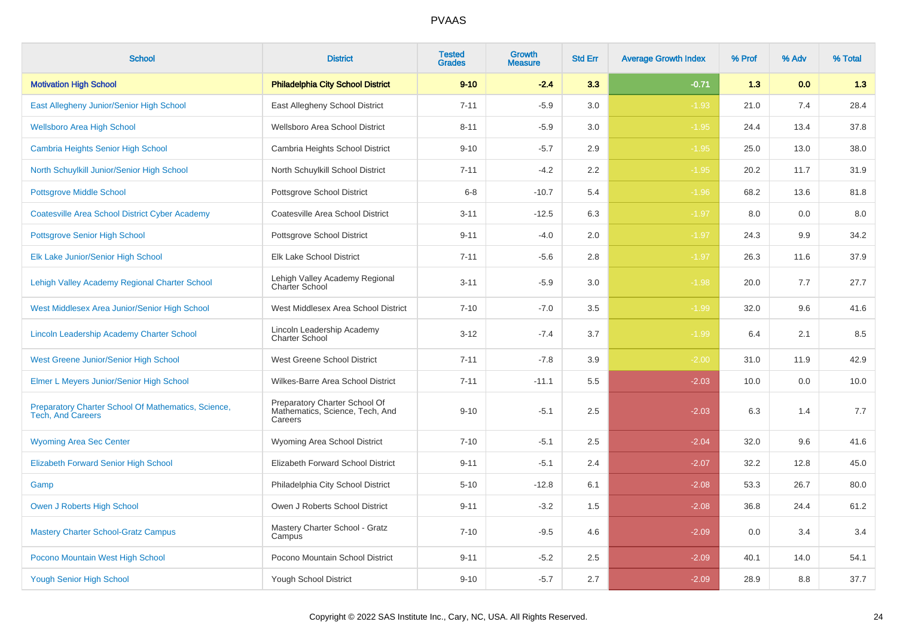# PVAAS

| School | District | Tested Grades | Growth Measure | Std Err | Average Growth Index | % Prof | % Adv | % Total |
|---|---|---|---|---|---|---|---|---|
| **Motivation High School** | **Philadelphia City School District** | **9-10** | **-2.4** | **3.3** | **-0.71** | **1.3** | **0.0** | **1.3** |
| East Allegheny Junior/Senior High School | East Allegheny School District | 7-11 | -5.9 | 3.0 | -1.93 | 21.0 | 7.4 | 28.4 |
| Wellsboro Area High School | Wellsboro Area School District | 8-11 | -5.9 | 3.0 | -1.95 | 24.4 | 13.4 | 37.8 |
| Cambria Heights Senior High School | Cambria Heights School District | 9-10 | -5.7 | 2.9 | -1.95 | 25.0 | 13.0 | 38.0 |
| North Schuylkill Junior/Senior High School | North Schuylkill School District | 7-11 | -4.2 | 2.2 | -1.95 | 20.2 | 11.7 | 31.9 |
| Pottsgrove Middle School | Pottsgrove School District | 6-8 | -10.7 | 5.4 | -1.96 | 68.2 | 13.6 | 81.8 |
| Coatesville Area School District Cyber Academy | Coatesville Area School District | 3-11 | -12.5 | 6.3 | -1.97 | 8.0 | 0.0 | 8.0 |
| Pottsgrove Senior High School | Pottsgrove School District | 9-11 | -4.0 | 2.0 | -1.97 | 24.3 | 9.9 | 34.2 |
| Elk Lake Junior/Senior High School | Elk Lake School District | 7-11 | -5.6 | 2.8 | -1.97 | 26.3 | 11.6 | 37.9 |
| Lehigh Valley Academy Regional Charter School | Lehigh Valley Academy Regional Charter School | 3-11 | -5.9 | 3.0 | -1.98 | 20.0 | 7.7 | 27.7 |
| West Middlesex Area Junior/Senior High School | West Middlesex Area School District | 7-10 | -7.0 | 3.5 | -1.99 | 32.0 | 9.6 | 41.6 |
| Lincoln Leadership Academy Charter School | Lincoln Leadership Academy Charter School | 3-12 | -7.4 | 3.7 | -1.99 | 6.4 | 2.1 | 8.5 |
| West Greene Junior/Senior High School | West Greene School District | 7-11 | -7.8 | 3.9 | -2.00 | 31.0 | 11.9 | 42.9 |
| Elmer L Meyers Junior/Senior High School | Wilkes-Barre Area School District | 7-11 | -11.1 | 5.5 | -2.03 | 10.0 | 0.0 | 10.0 |
| Preparatory Charter School Of Mathematics, Science, Tech, And Careers | Preparatory Charter School Of Mathematics, Science, Tech, And Careers | 9-10 | -5.1 | 2.5 | -2.03 | 6.3 | 1.4 | 7.7 |
| Wyoming Area Sec Center | Wyoming Area School District | 7-10 | -5.1 | 2.5 | -2.04 | 32.0 | 9.6 | 41.6 |
| Elizabeth Forward Senior High School | Elizabeth Forward School District | 9-11 | -5.1 | 2.4 | -2.07 | 32.2 | 12.8 | 45.0 |
| Gamp | Philadelphia City School District | 5-10 | -12.8 | 6.1 | -2.08 | 53.3 | 26.7 | 80.0 |
| Owen J Roberts High School | Owen J Roberts School District | 9-11 | -3.2 | 1.5 | -2.08 | 36.8 | 24.4 | 61.2 |
| Mastery Charter School-Gratz Campus | Mastery Charter School - Gratz Campus | 7-10 | -9.5 | 4.6 | -2.09 | 0.0 | 3.4 | 3.4 |
| Pocono Mountain West High School | Pocono Mountain School District | 9-11 | -5.2 | 2.5 | -2.09 | 40.1 | 14.0 | 54.1 |
| Yough Senior High School | Yough School District | 9-10 | -5.7 | 2.7 | -2.09 | 28.9 | 8.8 | 37.7 |

Copyright © 2022 SAS Institute Inc., Cary, NC, USA. All Rights Reserved.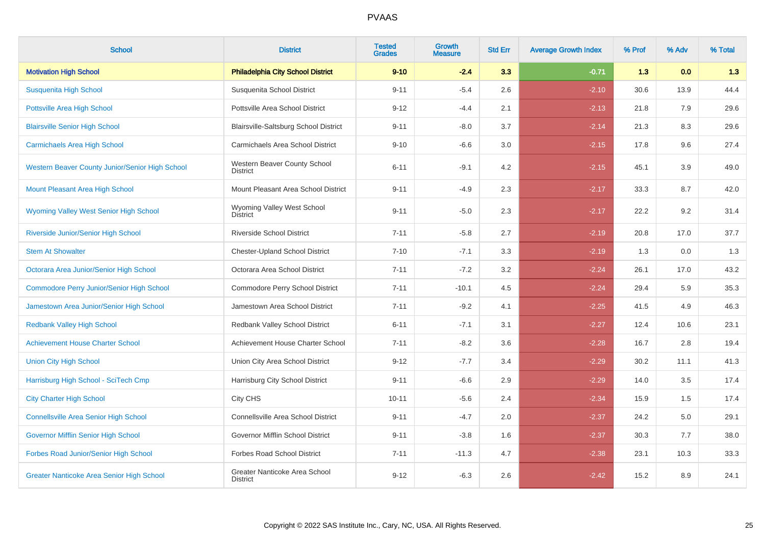| School | District | Tested Grades | Growth Measure | Std Err | Average Growth Index | % Prof | % Adv | % Total |
|---|---|---|---|---|---|---|---|---|
| **Motivation High School** | **Philadelphia City School District** | **9-10** | **-2.4** | **3.3** | **-0.71** | **1.3** | **0.0** | **1.3** |
| Susquenita High School | Susquenita School District | 9-11 | -5.4 | 2.6 | -2.10 | 30.6 | 13.9 | 44.4 |
| Pottsville Area High School | Pottsville Area School District | 9-12 | -4.4 | 2.1 | -2.13 | 21.8 | 7.9 | 29.6 |
| Blairsville Senior High School | Blairsville-Saltsburg School District | 9-11 | -8.0 | 3.7 | -2.14 | 21.3 | 8.3 | 29.6 |
| Carmichaels Area High School | Carmichaels Area School District | 9-10 | -6.6 | 3.0 | -2.15 | 17.8 | 9.6 | 27.4 |
| Western Beaver County Junior/Senior High School | Western Beaver County School District | 6-11 | -9.1 | 4.2 | -2.15 | 45.1 | 3.9 | 49.0 |
| Mount Pleasant Area High School | Mount Pleasant Area School District | 9-11 | -4.9 | 2.3 | -2.17 | 33.3 | 8.7 | 42.0 |
| Wyoming Valley West Senior High School | Wyoming Valley West School District | 9-11 | -5.0 | 2.3 | -2.17 | 22.2 | 9.2 | 31.4 |
| Riverside Junior/Senior High School | Riverside School District | 7-11 | -5.8 | 2.7 | -2.19 | 20.8 | 17.0 | 37.7 |
| Stem At Showalter | Chester-Upland School District | 7-10 | -7.1 | 3.3 | -2.19 | 1.3 | 0.0 | 1.3 |
| Octorara Area Junior/Senior High School | Octorara Area School District | 7-11 | -7.2 | 3.2 | -2.24 | 26.1 | 17.0 | 43.2 |
| Commodore Perry Junior/Senior High School | Commodore Perry School District | 7-11 | -10.1 | 4.5 | -2.24 | 29.4 | 5.9 | 35.3 |
| Jamestown Area Junior/Senior High School | Jamestown Area School District | 7-11 | -9.2 | 4.1 | -2.25 | 41.5 | 4.9 | 46.3 |
| Redbank Valley High School | Redbank Valley School District | 6-11 | -7.1 | 3.1 | -2.27 | 12.4 | 10.6 | 23.1 |
| Achievement House Charter School | Achievement House Charter School | 7-11 | -8.2 | 3.6 | -2.28 | 16.7 | 2.8 | 19.4 |
| Union City High School | Union City Area School District | 9-12 | -7.7 | 3.4 | -2.29 | 30.2 | 11.1 | 41.3 |
| Harrisburg High School - SciTech Cmp | Harrisburg City School District | 9-11 | -6.6 | 2.9 | -2.29 | 14.0 | 3.5 | 17.4 |
| City Charter High School | City CHS | 10-11 | -5.6 | 2.4 | -2.34 | 15.9 | 1.5 | 17.4 |
| Connellsville Area Senior High School | Connellsville Area School District | 9-11 | -4.7 | 2.0 | -2.37 | 24.2 | 5.0 | 29.1 |
| Governor Mifflin Senior High School | Governor Mifflin School District | 9-11 | -3.8 | 1.6 | -2.37 | 30.3 | 7.7 | 38.0 |
| Forbes Road Junior/Senior High School | Forbes Road School District | 7-11 | -11.3 | 4.7 | -2.38 | 23.1 | 10.3 | 33.3 |
| Greater Nanticoke Area Senior High School | Greater Nanticoke Area School District | 9-12 | -6.3 | 2.6 | -2.42 | 15.2 | 8.9 | 24.1 |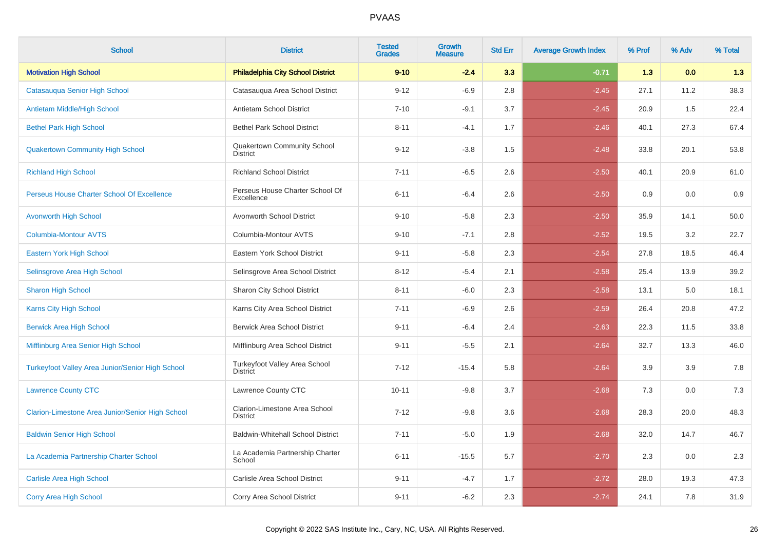# PVAAS

| School | District | Tested Grades | Growth Measure | Std Err | Average Growth Index | % Prof | % Adv | % Total |
|---|---|---|---|---|---|---|---|---|
| **Motivation High School** | **Philadelphia City School District** | **9-10** | **-2.4** | **3.3** | **-0.71** | **1.3** | **0.0** | **1.3** |
| Catasauqua Senior High School | Catasauqua Area School District | 9-12 | -6.9 | 2.8 | -2.45 | 27.1 | 11.2 | 38.3 |
| Antietam Middle/High School | Antietam School District | 7-10 | -9.1 | 3.7 | -2.45 | 20.9 | 1.5 | 22.4 |
| Bethel Park High School | Bethel Park School District | 8-11 | -4.1 | 1.7 | -2.46 | 40.1 | 27.3 | 67.4 |
| Quakertown Community High School | Quakertown Community School District | 9-12 | -3.8 | 1.5 | -2.48 | 33.8 | 20.1 | 53.8 |
| Richland High School | Richland School District | 7-11 | -6.5 | 2.6 | -2.50 | 40.1 | 20.9 | 61.0 |
| Perseus House Charter School Of Excellence | Perseus House Charter School Of Excellence | 6-11 | -6.4 | 2.6 | -2.50 | 0.9 | 0.0 | 0.9 |
| Avonworth High School | Avonworth School District | 9-10 | -5.8 | 2.3 | -2.50 | 35.9 | 14.1 | 50.0 |
| Columbia-Montour AVTS | Columbia-Montour AVTS | 9-10 | -7.1 | 2.8 | -2.52 | 19.5 | 3.2 | 22.7 |
| Eastern York High School | Eastern York School District | 9-11 | -5.8 | 2.3 | -2.54 | 27.8 | 18.5 | 46.4 |
| Selinsgrove Area High School | Selinsgrove Area School District | 8-12 | -5.4 | 2.1 | -2.58 | 25.4 | 13.9 | 39.2 |
| Sharon High School | Sharon City School District | 8-11 | -6.0 | 2.3 | -2.58 | 13.1 | 5.0 | 18.1 |
| Karns City High School | Karns City Area School District | 7-11 | -6.9 | 2.6 | -2.59 | 26.4 | 20.8 | 47.2 |
| Berwick Area High School | Berwick Area School District | 9-11 | -6.4 | 2.4 | -2.63 | 22.3 | 11.5 | 33.8 |
| Mifflinburg Area Senior High School | Mifflinburg Area School District | 9-11 | -5.5 | 2.1 | -2.64 | 32.7 | 13.3 | 46.0 |
| Turkeyfoot Valley Area Junior/Senior High School | Turkeyfoot Valley Area School District | 7-12 | -15.4 | 5.8 | -2.64 | 3.9 | 3.9 | 7.8 |
| Lawrence County CTC | Lawrence County CTC | 10-11 | -9.8 | 3.7 | -2.68 | 7.3 | 0.0 | 7.3 |
| Clarion-Limestone Area Junior/Senior High School | Clarion-Limestone Area School District | 7-12 | -9.8 | 3.6 | -2.68 | 28.3 | 20.0 | 48.3 |
| Baldwin Senior High School | Baldwin-Whitehall School District | 7-11 | -5.0 | 1.9 | -2.68 | 32.0 | 14.7 | 46.7 |
| La Academia Partnership Charter School | La Academia Partnership Charter School | 6-11 | -15.5 | 5.7 | -2.70 | 2.3 | 0.0 | 2.3 |
| Carlisle Area High School | Carlisle Area School District | 9-11 | -4.7 | 1.7 | -2.72 | 28.0 | 19.3 | 47.3 |
| Corry Area High School | Corry Area School District | 9-11 | -6.2 | 2.3 | -2.74 | 24.1 | 7.8 | 31.9 |

Copyright © 2022 SAS Institute Inc., Cary, NC, USA. All Rights Reserved.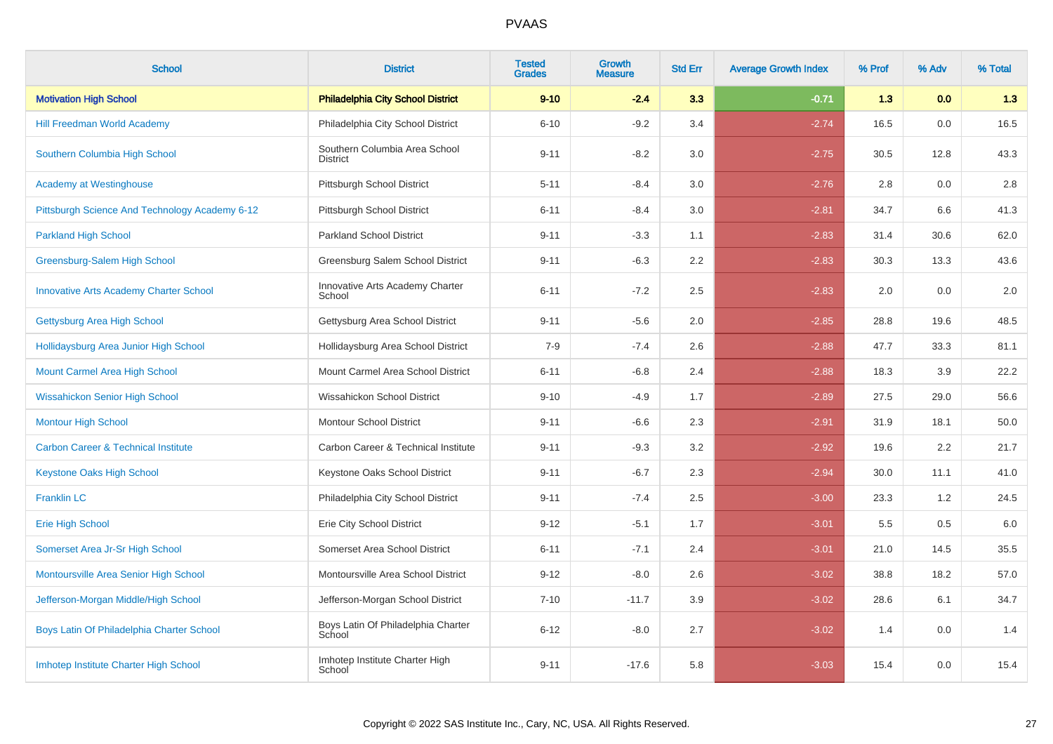# PVAAS

| School | District | Tested Grades | Growth Measure | Std Err | Average Growth Index | % Prof | % Adv | % Total |
|---|---|---|---|---|---|---|---|---|
| **Motivation High School** | **Philadelphia City School District** | **9-10** | **-2.4** | **3.3** | **-0.71** | **1.3** | **0.0** | **1.3** |
| Hill Freedman World Academy | Philadelphia City School District | 6-10 | -9.2 | 3.4 | -2.74 | 16.5 | 0.0 | 16.5 |
| Southern Columbia High School | Southern Columbia Area School District | 9-11 | -8.2 | 3.0 | -2.75 | 30.5 | 12.8 | 43.3 |
| Academy at Westinghouse | Pittsburgh School District | 5-11 | -8.4 | 3.0 | -2.76 | 2.8 | 0.0 | 2.8 |
| Pittsburgh Science And Technology Academy 6-12 | Pittsburgh School District | 6-11 | -8.4 | 3.0 | -2.81 | 34.7 | 6.6 | 41.3 |
| Parkland High School | Parkland School District | 9-11 | -3.3 | 1.1 | -2.83 | 31.4 | 30.6 | 62.0 |
| Greensburg-Salem High School | Greensburg Salem School District | 9-11 | -6.3 | 2.2 | -2.83 | 30.3 | 13.3 | 43.6 |
| Innovative Arts Academy Charter School | Innovative Arts Academy Charter School | 6-11 | -7.2 | 2.5 | -2.83 | 2.0 | 0.0 | 2.0 |
| Gettysburg Area High School | Gettysburg Area School District | 9-11 | -5.6 | 2.0 | -2.85 | 28.8 | 19.6 | 48.5 |
| Hollidaysburg Area Junior High School | Hollidaysburg Area School District | 7-9 | -7.4 | 2.6 | -2.88 | 47.7 | 33.3 | 81.1 |
| Mount Carmel Area High School | Mount Carmel Area School District | 6-11 | -6.8 | 2.4 | -2.88 | 18.3 | 3.9 | 22.2 |
| Wissahickon Senior High School | Wissahickon School District | 9-10 | -4.9 | 1.7 | -2.89 | 27.5 | 29.0 | 56.6 |
| Montour High School | Montour School District | 9-11 | -6.6 | 2.3 | -2.91 | 31.9 | 18.1 | 50.0 |
| Carbon Career & Technical Institute | Carbon Career & Technical Institute | 9-11 | -9.3 | 3.2 | -2.92 | 19.6 | 2.2 | 21.7 |
| Keystone Oaks High School | Keystone Oaks School District | 9-11 | -6.7 | 2.3 | -2.94 | 30.0 | 11.1 | 41.0 |
| Franklin LC | Philadelphia City School District | 9-11 | -7.4 | 2.5 | -3.00 | 23.3 | 1.2 | 24.5 |
| Erie High School | Erie City School District | 9-12 | -5.1 | 1.7 | -3.01 | 5.5 | 0.5 | 6.0 |
| Somerset Area Jr-Sr High School | Somerset Area School District | 6-11 | -7.1 | 2.4 | -3.01 | 21.0 | 14.5 | 35.5 |
| Montoursville Area Senior High School | Montoursville Area School District | 9-12 | -8.0 | 2.6 | -3.02 | 38.8 | 18.2 | 57.0 |
| Jefferson-Morgan Middle/High School | Jefferson-Morgan School District | 7-10 | -11.7 | 3.9 | -3.02 | 28.6 | 6.1 | 34.7 |
| Boys Latin Of Philadelphia Charter School | Boys Latin Of Philadelphia Charter School | 6-12 | -8.0 | 2.7 | -3.02 | 1.4 | 0.0 | 1.4 |
| Imhotep Institute Charter High School | Imhotep Institute Charter High School | 9-11 | -17.6 | 5.8 | -3.03 | 15.4 | 0.0 | 15.4 |

Copyright © 2022 SAS Institute Inc., Cary, NC, USA. All Rights Reserved.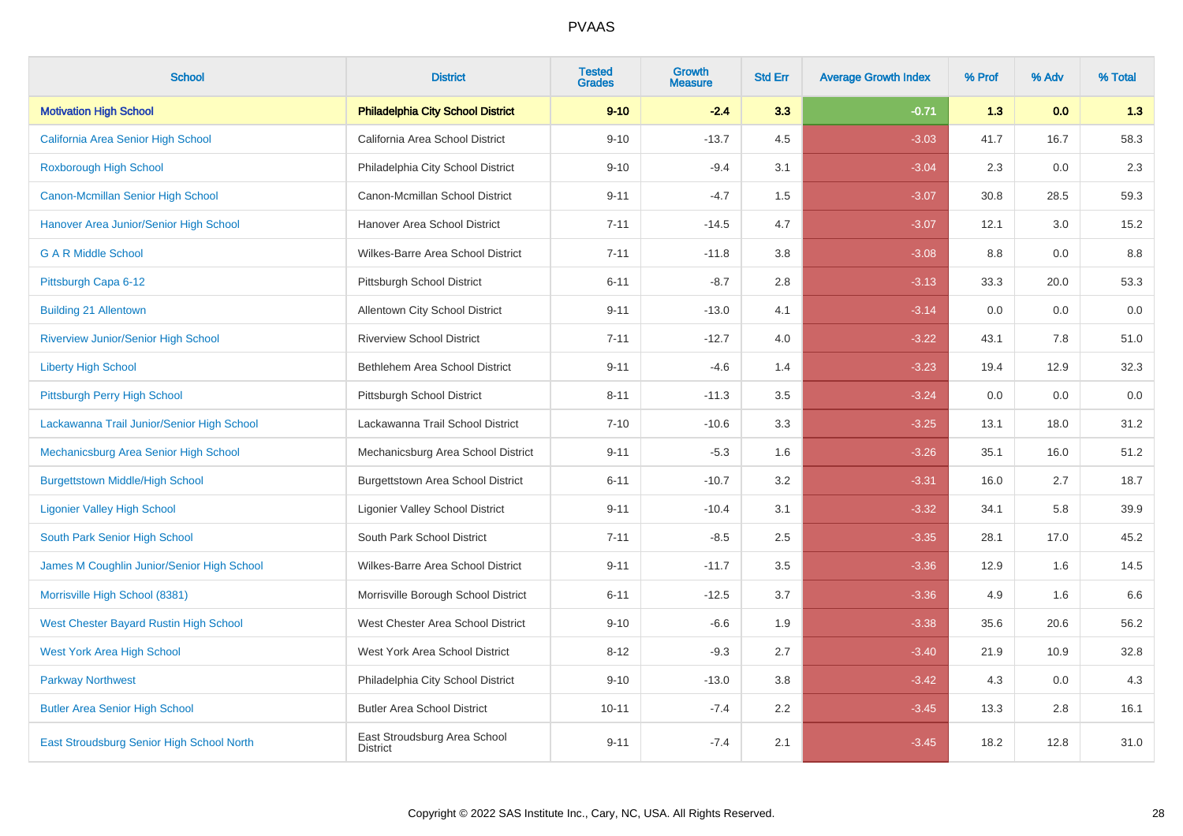# PVAAS

| School | District | Tested Grades | Growth Measure | Std Err | Average Growth Index | % Prof | % Adv | % Total |
|---|---|---|---|---|---|---|---|---|
| **Motivation High School** | **Philadelphia City School District** | **9-10** | **-2.4** | **3.3** | **-0.71** | **1.3** | **0.0** | **1.3** |
| California Area Senior High School | California Area School District | 9-10 | -13.7 | 4.5 | -3.03 | 41.7 | 16.7 | 58.3 |
| Roxborough High School | Philadelphia City School District | 9-10 | -9.4 | 3.1 | -3.04 | 2.3 | 0.0 | 2.3 |
| Canon-Mcmillan Senior High School | Canon-Mcmillan School District | 9-11 | -4.7 | 1.5 | -3.07 | 30.8 | 28.5 | 59.3 |
| Hanover Area Junior/Senior High School | Hanover Area School District | 7-11 | -14.5 | 4.7 | -3.07 | 12.1 | 3.0 | 15.2 |
| G A R Middle School | Wilkes-Barre Area School District | 7-11 | -11.8 | 3.8 | -3.08 | 8.8 | 0.0 | 8.8 |
| Pittsburgh Capa 6-12 | Pittsburgh School District | 6-11 | -8.7 | 2.8 | -3.13 | 33.3 | 20.0 | 53.3 |
| Building 21 Allentown | Allentown City School District | 9-11 | -13.0 | 4.1 | -3.14 | 0.0 | 0.0 | 0.0 |
| Riverview Junior/Senior High School | Riverview School District | 7-11 | -12.7 | 4.0 | -3.22 | 43.1 | 7.8 | 51.0 |
| Liberty High School | Bethlehem Area School District | 9-11 | -4.6 | 1.4 | -3.23 | 19.4 | 12.9 | 32.3 |
| Pittsburgh Perry High School | Pittsburgh School District | 8-11 | -11.3 | 3.5 | -3.24 | 0.0 | 0.0 | 0.0 |
| Lackawanna Trail Junior/Senior High School | Lackawanna Trail School District | 7-10 | -10.6 | 3.3 | -3.25 | 13.1 | 18.0 | 31.2 |
| Mechanicsburg Area Senior High School | Mechanicsburg Area School District | 9-11 | -5.3 | 1.6 | -3.26 | 35.1 | 16.0 | 51.2 |
| Burgettstown Middle/High School | Burgettstown Area School District | 6-11 | -10.7 | 3.2 | -3.31 | 16.0 | 2.7 | 18.7 |
| Ligonier Valley High School | Ligonier Valley School District | 9-11 | -10.4 | 3.1 | -3.32 | 34.1 | 5.8 | 39.9 |
| South Park Senior High School | South Park School District | 7-11 | -8.5 | 2.5 | -3.35 | 28.1 | 17.0 | 45.2 |
| James M Coughlin Junior/Senior High School | Wilkes-Barre Area School District | 9-11 | -11.7 | 3.5 | -3.36 | 12.9 | 1.6 | 14.5 |
| Morrisville High School (8381) | Morrisville Borough School District | 6-11 | -12.5 | 3.7 | -3.36 | 4.9 | 1.6 | 6.6 |
| West Chester Bayard Rustin High School | West Chester Area School District | 9-10 | -6.6 | 1.9 | -3.38 | 35.6 | 20.6 | 56.2 |
| West York Area High School | West York Area School District | 8-12 | -9.3 | 2.7 | -3.40 | 21.9 | 10.9 | 32.8 |
| Parkway Northwest | Philadelphia City School District | 9-10 | -13.0 | 3.8 | -3.42 | 4.3 | 0.0 | 4.3 |
| Butler Area Senior High School | Butler Area School District | 10-11 | -7.4 | 2.2 | -3.45 | 13.3 | 2.8 | 16.1 |
| East Stroudsburg Senior High School North | East Stroudsburg Area School District | 9-11 | -7.4 | 2.1 | -3.45 | 18.2 | 12.8 | 31.0 |

Copyright © 2022 SAS Institute Inc., Cary, NC, USA. All Rights Reserved.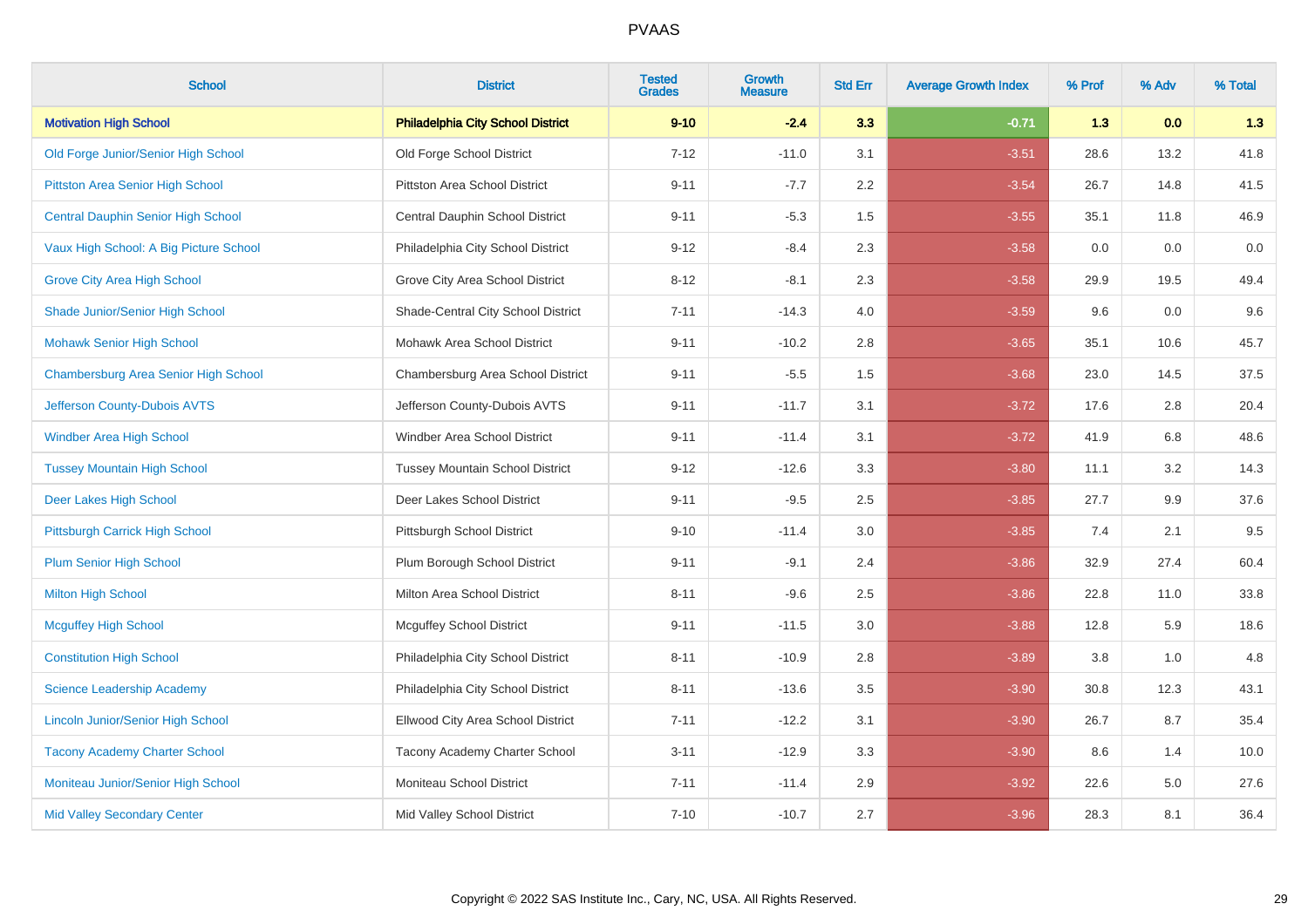# PVAAS

| School | District | Tested Grades | Growth Measure | Std Err | Average Growth Index | % Prof | % Adv | % Total |
|---|---|---|---|---|---|---|---|---|
| **Motivation High School** | **Philadelphia City School District** | **9-10** | **-2.4** | **3.3** | **-0.71** | **1.3** | **0.0** | **1.3** |
| Old Forge Junior/Senior High School | Old Forge School District | 7-12 | -11.0 | 3.1 | -3.51 | 28.6 | 13.2 | 41.8 |
| Pittston Area Senior High School | Pittston Area School District | 9-11 | -7.7 | 2.2 | -3.54 | 26.7 | 14.8 | 41.5 |
| Central Dauphin Senior High School | Central Dauphin School District | 9-11 | -5.3 | 1.5 | -3.55 | 35.1 | 11.8 | 46.9 |
| Vaux High School: A Big Picture School | Philadelphia City School District | 9-12 | -8.4 | 2.3 | -3.58 | 0.0 | 0.0 | 0.0 |
| Grove City Area High School | Grove City Area School District | 8-12 | -8.1 | 2.3 | -3.58 | 29.9 | 19.5 | 49.4 |
| Shade Junior/Senior High School | Shade-Central City School District | 7-11 | -14.3 | 4.0 | -3.59 | 9.6 | 0.0 | 9.6 |
| Mohawk Senior High School | Mohawk Area School District | 9-11 | -10.2 | 2.8 | -3.65 | 35.1 | 10.6 | 45.7 |
| Chambersburg Area Senior High School | Chambersburg Area School District | 9-11 | -5.5 | 1.5 | -3.68 | 23.0 | 14.5 | 37.5 |
| Jefferson County-Dubois AVTS | Jefferson County-Dubois AVTS | 9-11 | -11.7 | 3.1 | -3.72 | 17.6 | 2.8 | 20.4 |
| Windber Area High School | Windber Area School District | 9-11 | -11.4 | 3.1 | -3.72 | 41.9 | 6.8 | 48.6 |
| Tussey Mountain High School | Tussey Mountain School District | 9-12 | -12.6 | 3.3 | -3.80 | 11.1 | 3.2 | 14.3 |
| Deer Lakes High School | Deer Lakes School District | 9-11 | -9.5 | 2.5 | -3.85 | 27.7 | 9.9 | 37.6 |
| Pittsburgh Carrick High School | Pittsburgh School District | 9-10 | -11.4 | 3.0 | -3.85 | 7.4 | 2.1 | 9.5 |
| Plum Senior High School | Plum Borough School District | 9-11 | -9.1 | 2.4 | -3.86 | 32.9 | 27.4 | 60.4 |
| Milton High School | Milton Area School District | 8-11 | -9.6 | 2.5 | -3.86 | 22.8 | 11.0 | 33.8 |
| Mcguffey High School | Mcguffey School District | 9-11 | -11.5 | 3.0 | -3.88 | 12.8 | 5.9 | 18.6 |
| Constitution High School | Philadelphia City School District | 8-11 | -10.9 | 2.8 | -3.89 | 3.8 | 1.0 | 4.8 |
| Science Leadership Academy | Philadelphia City School District | 8-11 | -13.6 | 3.5 | -3.90 | 30.8 | 12.3 | 43.1 |
| Lincoln Junior/Senior High School | Ellwood City Area School District | 7-11 | -12.2 | 3.1 | -3.90 | 26.7 | 8.7 | 35.4 |
| Tacony Academy Charter School | Tacony Academy Charter School | 3-11 | -12.9 | 3.3 | -3.90 | 8.6 | 1.4 | 10.0 |
| Moniteau Junior/Senior High School | Moniteau School District | 7-11 | -11.4 | 2.9 | -3.92 | 22.6 | 5.0 | 27.6 |
| Mid Valley Secondary Center | Mid Valley School District | 7-10 | -10.7 | 2.7 | -3.96 | 28.3 | 8.1 | 36.4 |

Copyright © 2022 SAS Institute Inc., Cary, NC, USA. All Rights Reserved.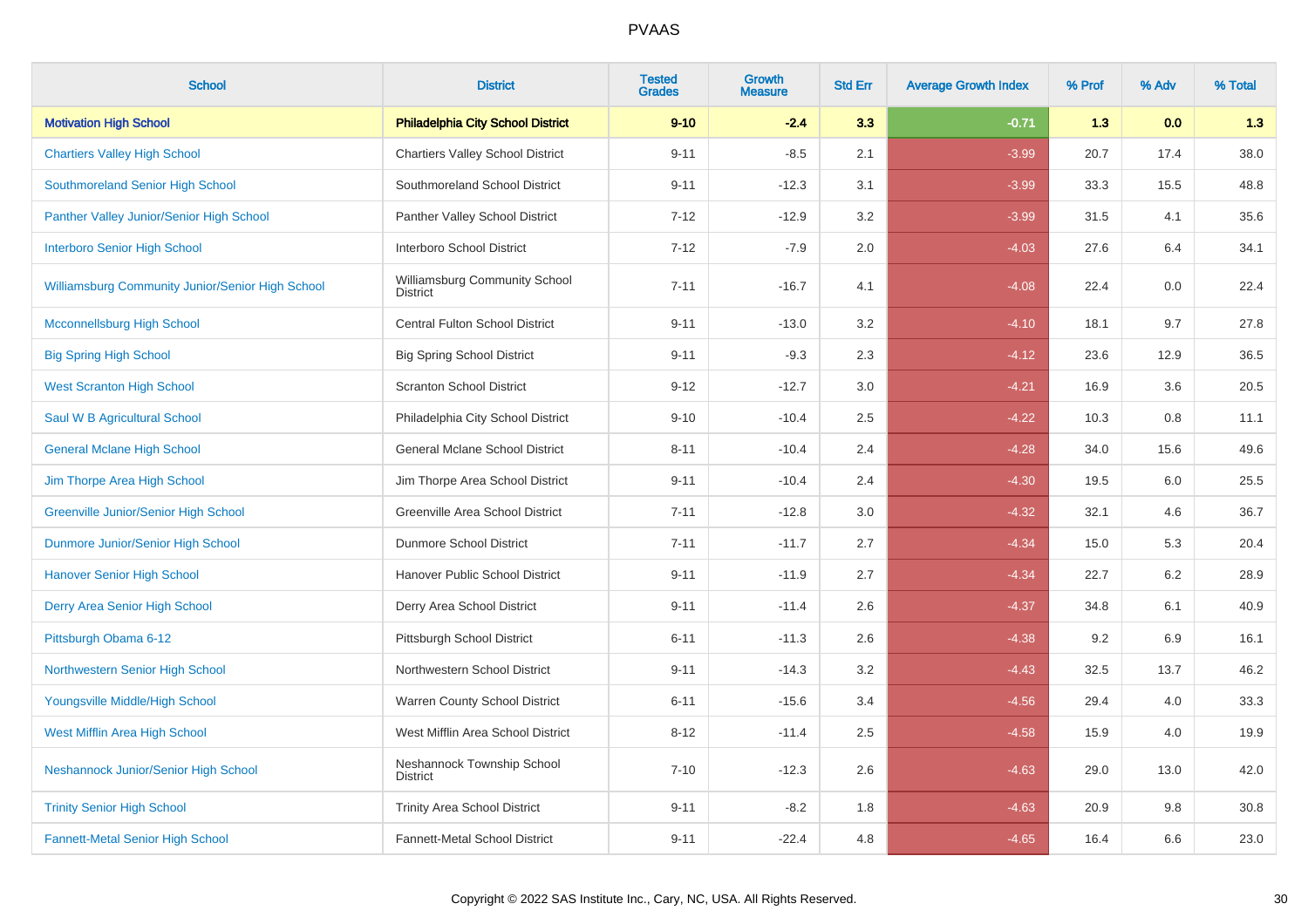# PVAAS

| School | District | Tested Grades | Growth Measure | Std Err | Average Growth Index | % Prof | % Adv | % Total |
|---|---|---|---|---|---|---|---|---|
| **Motivation High School** | **Philadelphia City School District** | **9-10** | **-2.4** | **3.3** | **-0.71** | **1.3** | **0.0** | **1.3** |
| Chartiers Valley High School | Chartiers Valley School District | 9-11 | -8.5 | 2.1 | -3.99 | 20.7 | 17.4 | 38.0 |
| Southmoreland Senior High School | Southmoreland School District | 9-11 | -12.3 | 3.1 | -3.99 | 33.3 | 15.5 | 48.8 |
| Panther Valley Junior/Senior High School | Panther Valley School District | 7-12 | -12.9 | 3.2 | -3.99 | 31.5 | 4.1 | 35.6 |
| Interboro Senior High School | Interboro School District | 7-12 | -7.9 | 2.0 | -4.03 | 27.6 | 6.4 | 34.1 |
| Williamsburg Community Junior/Senior High School | Williamsburg Community School District | 7-11 | -16.7 | 4.1 | -4.08 | 22.4 | 0.0 | 22.4 |
| Mcconnellsburg High School | Central Fulton School District | 9-11 | -13.0 | 3.2 | -4.10 | 18.1 | 9.7 | 27.8 |
| Big Spring High School | Big Spring School District | 9-11 | -9.3 | 2.3 | -4.12 | 23.6 | 12.9 | 36.5 |
| West Scranton High School | Scranton School District | 9-12 | -12.7 | 3.0 | -4.21 | 16.9 | 3.6 | 20.5 |
| Saul W B Agricultural School | Philadelphia City School District | 9-10 | -10.4 | 2.5 | -4.22 | 10.3 | 0.8 | 11.1 |
| General Mclane High School | General Mclane School District | 8-11 | -10.4 | 2.4 | -4.28 | 34.0 | 15.6 | 49.6 |
| Jim Thorpe Area High School | Jim Thorpe Area School District | 9-11 | -10.4 | 2.4 | -4.30 | 19.5 | 6.0 | 25.5 |
| Greenville Junior/Senior High School | Greenville Area School District | 7-11 | -12.8 | 3.0 | -4.32 | 32.1 | 4.6 | 36.7 |
| Dunmore Junior/Senior High School | Dunmore School District | 7-11 | -11.7 | 2.7 | -4.34 | 15.0 | 5.3 | 20.4 |
| Hanover Senior High School | Hanover Public School District | 9-11 | -11.9 | 2.7 | -4.34 | 22.7 | 6.2 | 28.9 |
| Derry Area Senior High School | Derry Area School District | 9-11 | -11.4 | 2.6 | -4.37 | 34.8 | 6.1 | 40.9 |
| Pittsburgh Obama 6-12 | Pittsburgh School District | 6-11 | -11.3 | 2.6 | -4.38 | 9.2 | 6.9 | 16.1 |
| Northwestern Senior High School | Northwestern School District | 9-11 | -14.3 | 3.2 | -4.43 | 32.5 | 13.7 | 46.2 |
| Youngsville Middle/High School | Warren County School District | 6-11 | -15.6 | 3.4 | -4.56 | 29.4 | 4.0 | 33.3 |
| West Mifflin Area High School | West Mifflin Area School District | 8-12 | -11.4 | 2.5 | -4.58 | 15.9 | 4.0 | 19.9 |
| Neshannock Junior/Senior High School | Neshannock Township School District | 7-10 | -12.3 | 2.6 | -4.63 | 29.0 | 13.0 | 42.0 |
| Trinity Senior High School | Trinity Area School District | 9-11 | -8.2 | 1.8 | -4.63 | 20.9 | 9.8 | 30.8 |
| Fannett-Metal Senior High School | Fannett-Metal School District | 9-11 | -22.4 | 4.8 | -4.65 | 16.4 | 6.6 | 23.0 |

Copyright © 2022 SAS Institute Inc., Cary, NC, USA. All Rights Reserved.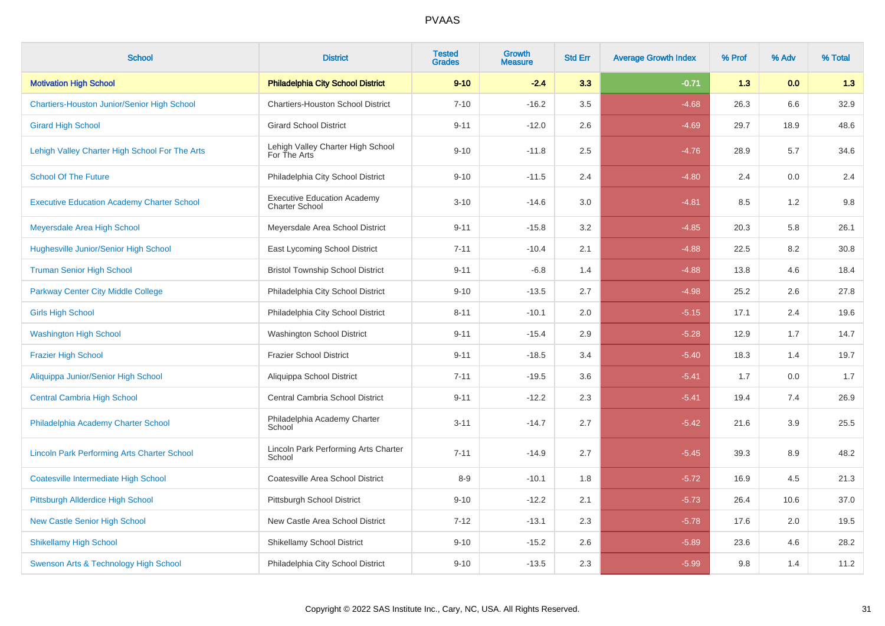# PVAAS

| School | District | Tested Grades | Growth Measure | Std Err | Average Growth Index | % Prof | % Adv | % Total |
|---|---|---|---|---|---|---|---|---|
| **Motivation High School** | **Philadelphia City School District** | **9-10** | **-2.4** | **3.3** | **-0.71** | **1.3** | **0.0** | **1.3** |
| Chartiers-Houston Junior/Senior High School | Chartiers-Houston School District | 7-10 | -16.2 | 3.5 | -4.68 | 26.3 | 6.6 | 32.9 |
| Girard High School | Girard School District | 9-11 | -12.0 | 2.6 | -4.69 | 29.7 | 18.9 | 48.6 |
| Lehigh Valley Charter High School For The Arts | Lehigh Valley Charter High School For The Arts | 9-10 | -11.8 | 2.5 | -4.76 | 28.9 | 5.7 | 34.6 |
| School Of The Future | Philadelphia City School District | 9-10 | -11.5 | 2.4 | -4.80 | 2.4 | 0.0 | 2.4 |
| Executive Education Academy Charter School | Executive Education Academy Charter School | 3-10 | -14.6 | 3.0 | -4.81 | 8.5 | 1.2 | 9.8 |
| Meyersdale Area High School | Meyersdale Area School District | 9-11 | -15.8 | 3.2 | -4.85 | 20.3 | 5.8 | 26.1 |
| Hughesville Junior/Senior High School | East Lycoming School District | 7-11 | -10.4 | 2.1 | -4.88 | 22.5 | 8.2 | 30.8 |
| Truman Senior High School | Bristol Township School District | 9-11 | -6.8 | 1.4 | -4.88 | 13.8 | 4.6 | 18.4 |
| Parkway Center City Middle College | Philadelphia City School District | 9-10 | -13.5 | 2.7 | -4.98 | 25.2 | 2.6 | 27.8 |
| Girls High School | Philadelphia City School District | 8-11 | -10.1 | 2.0 | -5.15 | 17.1 | 2.4 | 19.6 |
| Washington High School | Washington School District | 9-11 | -15.4 | 2.9 | -5.28 | 12.9 | 1.7 | 14.7 |
| Frazier High School | Frazier School District | 9-11 | -18.5 | 3.4 | -5.40 | 18.3 | 1.4 | 19.7 |
| Aliquippa Junior/Senior High School | Aliquippa School District | 7-11 | -19.5 | 3.6 | -5.41 | 1.7 | 0.0 | 1.7 |
| Central Cambria High School | Central Cambria School District | 9-11 | -12.2 | 2.3 | -5.41 | 19.4 | 7.4 | 26.9 |
| Philadelphia Academy Charter School | Philadelphia Academy Charter School | 3-11 | -14.7 | 2.7 | -5.42 | 21.6 | 3.9 | 25.5 |
| Lincoln Park Performing Arts Charter School | Lincoln Park Performing Arts Charter School | 7-11 | -14.9 | 2.7 | -5.45 | 39.3 | 8.9 | 48.2 |
| Coatesville Intermediate High School | Coatesville Area School District | 8-9 | -10.1 | 1.8 | -5.72 | 16.9 | 4.5 | 21.3 |
| Pittsburgh Allderdice High School | Pittsburgh School District | 9-10 | -12.2 | 2.1 | -5.73 | 26.4 | 10.6 | 37.0 |
| New Castle Senior High School | New Castle Area School District | 7-12 | -13.1 | 2.3 | -5.78 | 17.6 | 2.0 | 19.5 |
| Shikellamy High School | Shikellamy School District | 9-10 | -15.2 | 2.6 | -5.89 | 23.6 | 4.6 | 28.2 |
| Swenson Arts & Technology High School | Philadelphia City School District | 9-10 | -13.5 | 2.3 | -5.99 | 9.8 | 1.4 | 11.2 |

Copyright © 2022 SAS Institute Inc., Cary, NC, USA. All Rights Reserved.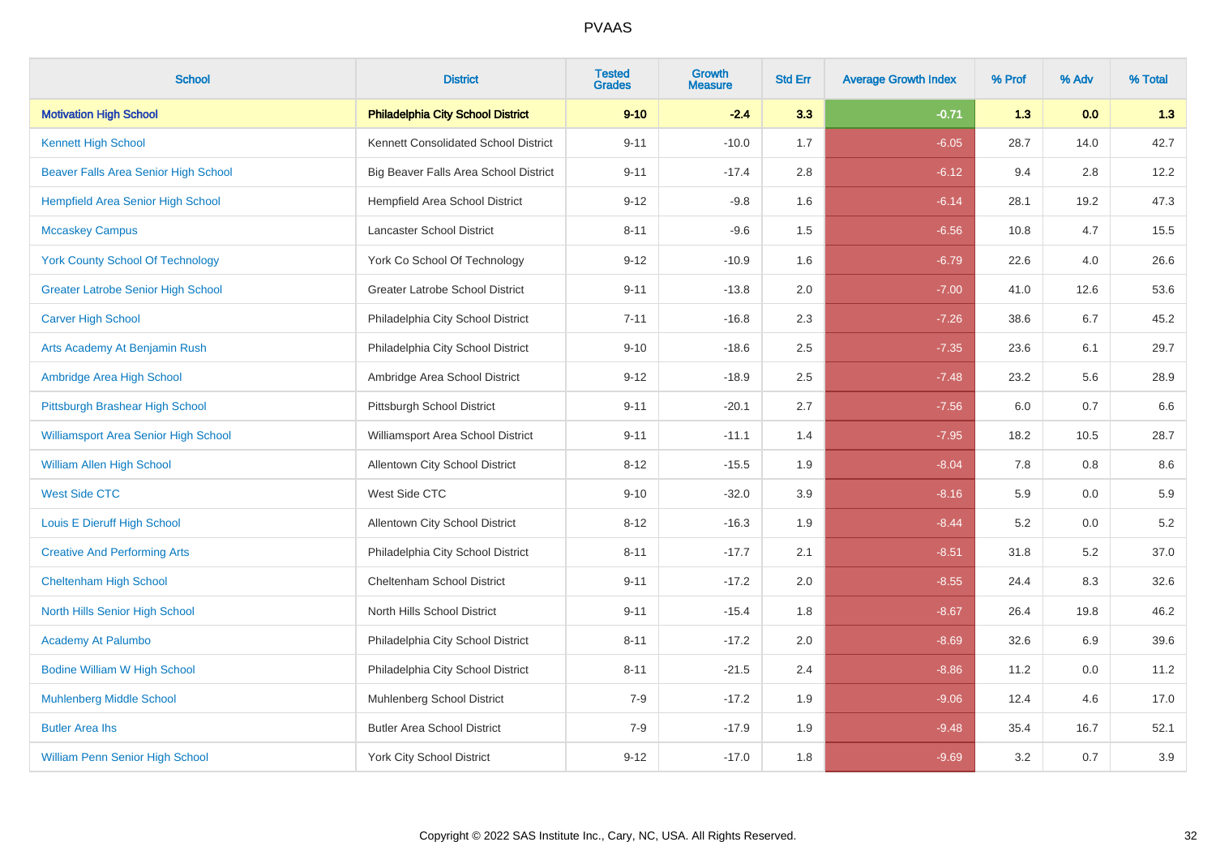# PVAAS

| School | District | Tested Grades | Growth Measure | Std Err | Average Growth Index | % Prof | % Adv | % Total |
|---|---|---|---|---|---|---|---|---|
| **Motivation High School** | **Philadelphia City School District** | **9-10** | **-2.4** | **3.3** | **-0.71** | **1.3** | **0.0** | **1.3** |
| Kennett High School | Kennett Consolidated School District | 9-11 | -10.0 | 1.7 | -6.05 | 28.7 | 14.0 | 42.7 |
| Beaver Falls Area Senior High School | Big Beaver Falls Area School District | 9-11 | -17.4 | 2.8 | -6.12 | 9.4 | 2.8 | 12.2 |
| Hempfield Area Senior High School | Hempfield Area School District | 9-12 | -9.8 | 1.6 | -6.14 | 28.1 | 19.2 | 47.3 |
| Mccaskey Campus | Lancaster School District | 8-11 | -9.6 | 1.5 | -6.56 | 10.8 | 4.7 | 15.5 |
| York County School Of Technology | York Co School Of Technology | 9-12 | -10.9 | 1.6 | -6.79 | 22.6 | 4.0 | 26.6 |
| Greater Latrobe Senior High School | Greater Latrobe School District | 9-11 | -13.8 | 2.0 | -7.00 | 41.0 | 12.6 | 53.6 |
| Carver High School | Philadelphia City School District | 7-11 | -16.8 | 2.3 | -7.26 | 38.6 | 6.7 | 45.2 |
| Arts Academy At Benjamin Rush | Philadelphia City School District | 9-10 | -18.6 | 2.5 | -7.35 | 23.6 | 6.1 | 29.7 |
| Ambridge Area High School | Ambridge Area School District | 9-12 | -18.9 | 2.5 | -7.48 | 23.2 | 5.6 | 28.9 |
| Pittsburgh Brashear High School | Pittsburgh School District | 9-11 | -20.1 | 2.7 | -7.56 | 6.0 | 0.7 | 6.6 |
| Williamsport Area Senior High School | Williamsport Area School District | 9-11 | -11.1 | 1.4 | -7.95 | 18.2 | 10.5 | 28.7 |
| William Allen High School | Allentown City School District | 8-12 | -15.5 | 1.9 | -8.04 | 7.8 | 0.8 | 8.6 |
| West Side CTC | West Side CTC | 9-10 | -32.0 | 3.9 | -8.16 | 5.9 | 0.0 | 5.9 |
| Louis E Dieruff High School | Allentown City School District | 8-12 | -16.3 | 1.9 | -8.44 | 5.2 | 0.0 | 5.2 |
| Creative And Performing Arts | Philadelphia City School District | 8-11 | -17.7 | 2.1 | -8.51 | 31.8 | 5.2 | 37.0 |
| Cheltenham High School | Cheltenham School District | 9-11 | -17.2 | 2.0 | -8.55 | 24.4 | 8.3 | 32.6 |
| North Hills Senior High School | North Hills School District | 9-11 | -15.4 | 1.8 | -8.67 | 26.4 | 19.8 | 46.2 |
| Academy At Palumbo | Philadelphia City School District | 8-11 | -17.2 | 2.0 | -8.69 | 32.6 | 6.9 | 39.6 |
| Bodine William W High School | Philadelphia City School District | 8-11 | -21.5 | 2.4 | -8.86 | 11.2 | 0.0 | 11.2 |
| Muhlenberg Middle School | Muhlenberg School District | 7-9 | -17.2 | 1.9 | -9.06 | 12.4 | 4.6 | 17.0 |
| Butler Area Ihs | Butler Area School District | 7-9 | -17.9 | 1.9 | -9.48 | 35.4 | 16.7 | 52.1 |
| William Penn Senior High School | York City School District | 9-12 | -17.0 | 1.8 | -9.69 | 3.2 | 0.7 | 3.9 |

Copyright © 2022 SAS Institute Inc., Cary, NC, USA. All Rights Reserved.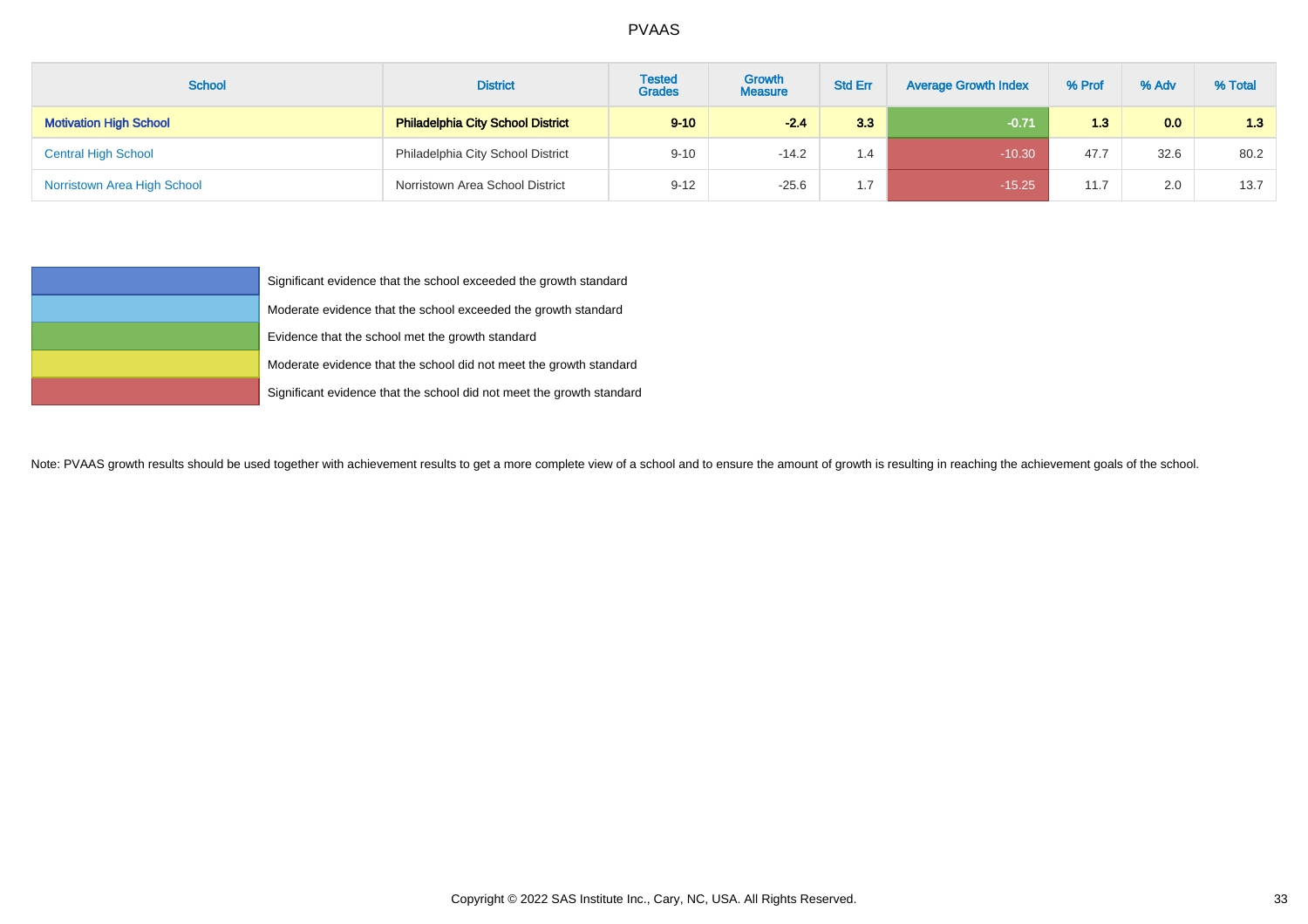# PVAAS

| School | District | Tested Grades | Growth Measure | Std Err | Average Growth Index | % Prof | % Adv | % Total |
|---|---|---|---|---|---|---|---|---|
| **Motivation High School** | **Philadelphia City School District** | **9-10** | **-2.4** | **3.3** | **-0.71** | **1.3** | **0.0** | **1.3** |
| Central High School | Philadelphia City School District | 9-10 | -14.2 | 1.4 | -10.30 | 47.7 | 32.6 | 80.2 |
| Norristown Area High School | Norristown Area School District | 9-12 | -25.6 | 1.7 | -15.25 | 11.7 | 2.0 | 13.7 |

Significant evidence that the school exceeded the growth standard

Moderate evidence that the school exceeded the growth standard

Evidence that the school met the growth standard

Moderate evidence that the school did not meet the growth standard

Significant evidence that the school did not meet the growth standard

Note: PVAAS growth results should be used together with achievement results to get a more complete view of a school and to ensure the amount of growth is resulting in reaching the achievement goals of the school.

Copyright © 2022 SAS Institute Inc., Cary, NC, USA. All Rights Reserved.